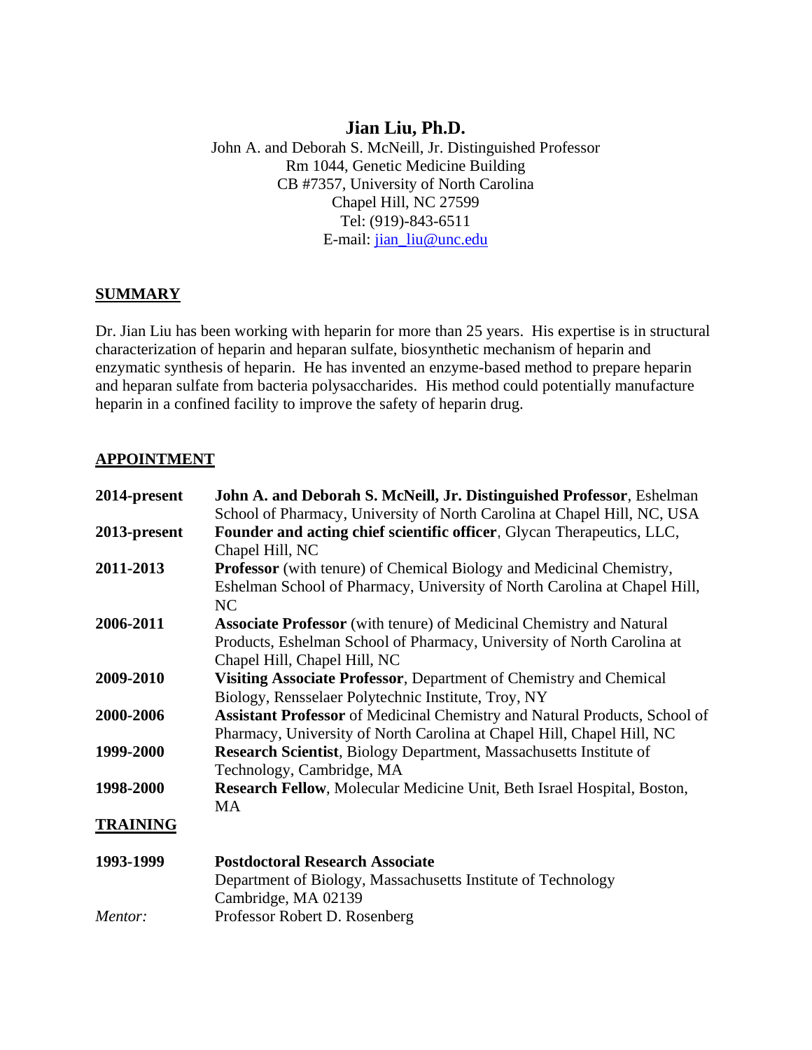# Jian Liu, Ph.D.

John A. and Deborah S. McNeill, Jr. Distinguished Professor
Rm 1044, Genetic Medicine Building
CB #7357, University of North Carolina
Chapel Hill, NC 27599
Tel: (919)-843-6511
E-mail: jian_liu@unc.edu

## SUMMARY

Dr. Jian Liu has been working with heparin for more than 25 years. His expertise is in structural characterization of heparin and heparan sulfate, biosynthetic mechanism of heparin and enzymatic synthesis of heparin. He has invented an enzyme-based method to prepare heparin and heparan sulfate from bacteria polysaccharides. His method could potentially manufacture heparin in a confined facility to improve the safety of heparin drug.

## APPOINTMENT

| | |
|---|---|
| **2014-present** | **John A. and Deborah S. McNeill, Jr. Distinguished Professor**, Eshelman School of Pharmacy, University of North Carolina at Chapel Hill, NC, USA |
| **2013-present** | **Founder and acting chief scientific officer**, Glycan Therapeutics, LLC, Chapel Hill, NC |
| **2011-2013** | **Professor** (with tenure) of Chemical Biology and Medicinal Chemistry, Eshelman School of Pharmacy, University of North Carolina at Chapel Hill, NC |
| **2006-2011** | **Associate Professor** (with tenure) of Medicinal Chemistry and Natural Products, Eshelman School of Pharmacy, University of North Carolina at Chapel Hill, Chapel Hill, NC |
| **2009-2010** | **Visiting Associate Professor**, Department of Chemistry and Chemical Biology, Rensselaer Polytechnic Institute, Troy, NY |
| **2000-2006** | **Assistant Professor** of Medicinal Chemistry and Natural Products, School of Pharmacy, University of North Carolina at Chapel Hill, Chapel Hill, NC |
| **1999-2000** | **Research Scientist**, Biology Department, Massachusetts Institute of Technology, Cambridge, MA |
| **1998-2000** | **Research Fellow**, Molecular Medicine Unit, Beth Israel Hospital, Boston, MA |

## TRAINING

| | |
|---|---|
| **1993-1999** | **Postdoctoral Research Associate**<br>Department of Biology, Massachusetts Institute of Technology<br>Cambridge, MA 02139 |
| *Mentor:* | Professor Robert D. Rosenberg |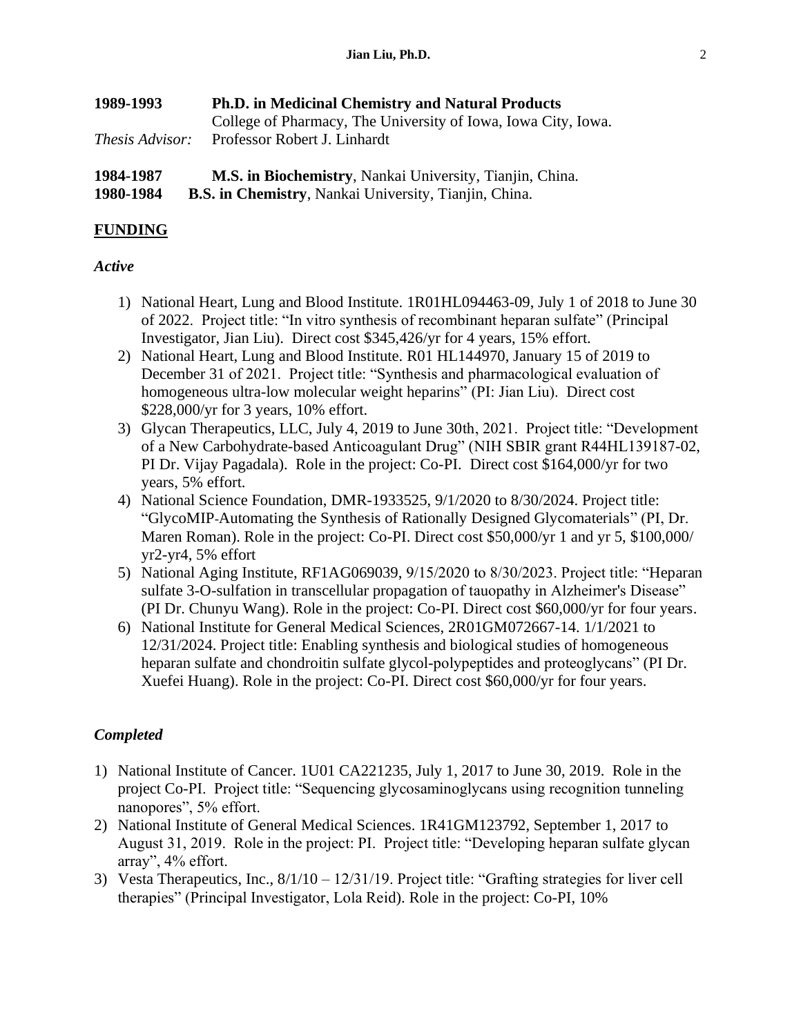**1989-1993** **Ph.D. in Medicinal Chemistry and Natural Products**
College of Pharmacy, The University of Iowa, Iowa City, Iowa.
*Thesis Advisor:* Professor Robert J. Linhardt

**1984-1987** **M.S. in Biochemistry**, Nankai University, Tianjin, China.
**1980-1984** **B.S. in Chemistry**, Nankai University, Tianjin, China.

## FUNDING

### *Active*

1) National Heart, Lung and Blood Institute. 1R01HL094463-09, July 1 of 2018 to June 30 of 2022. Project title: "In vitro synthesis of recombinant heparan sulfate" (Principal Investigator, Jian Liu). Direct cost $345,426/yr for 4 years, 15% effort.
2) National Heart, Lung and Blood Institute. R01 HL144970, January 15 of 2019 to December 31 of 2021. Project title: "Synthesis and pharmacological evaluation of homogeneous ultra-low molecular weight heparins" (PI: Jian Liu). Direct cost $228,000/yr for 3 years, 10% effort.
3) Glycan Therapeutics, LLC, July 4, 2019 to June 30th, 2021. Project title: "Development of a New Carbohydrate-based Anticoagulant Drug" (NIH SBIR grant R44HL139187-02, PI Dr. Vijay Pagadala). Role in the project: Co-PI. Direct cost $164,000/yr for two years, 5% effort.
4) National Science Foundation, DMR-1933525, 9/1/2020 to 8/30/2024. Project title: "GlycoMIP-Automating the Synthesis of Rationally Designed Glycomaterials" (PI, Dr. Maren Roman). Role in the project: Co-PI. Direct cost $50,000/yr 1 and yr 5, $100,000/ yr2-yr4, 5% effort
5) National Aging Institute, RF1AG069039, 9/15/2020 to 8/30/2023. Project title: "Heparan sulfate 3-O-sulfation in transcellular propagation of tauopathy in Alzheimer's Disease" (PI Dr. Chunyu Wang). Role in the project: Co-PI. Direct cost $60,000/yr for four years.
6) National Institute for General Medical Sciences, 2R01GM072667-14. 1/1/2021 to 12/31/2024. Project title: Enabling synthesis and biological studies of homogeneous heparan sulfate and chondroitin sulfate glycol-polypeptides and proteoglycans" (PI Dr. Xuefei Huang). Role in the project: Co-PI. Direct cost $60,000/yr for four years.

### *Completed*

1) National Institute of Cancer. 1U01 CA221235, July 1, 2017 to June 30, 2019. Role in the project Co-PI. Project title: "Sequencing glycosaminoglycans using recognition tunneling nanopores", 5% effort.
2) National Institute of General Medical Sciences. 1R41GM123792, September 1, 2017 to August 31, 2019. Role in the project: PI. Project title: "Developing heparan sulfate glycan array", 4% effort.
3) Vesta Therapeutics, Inc., 8/1/10 – 12/31/19. Project title: "Grafting strategies for liver cell therapies" (Principal Investigator, Lola Reid). Role in the project: Co-PI, 10%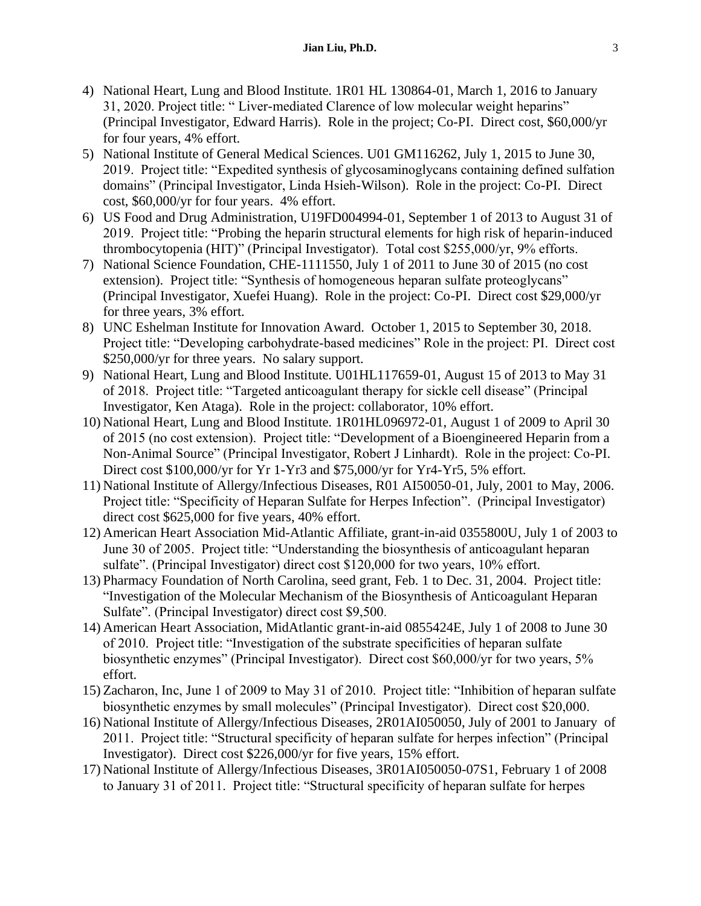4) National Heart, Lung and Blood Institute. 1R01 HL 130864-01, March 1, 2016 to January 31, 2020. Project title: " Liver-mediated Clarence of low molecular weight heparins" (Principal Investigator, Edward Harris). Role in the project; Co-PI. Direct cost, $60,000/yr for four years, 4% effort.
5) National Institute of General Medical Sciences. U01 GM116262, July 1, 2015 to June 30, 2019. Project title: "Expedited synthesis of glycosaminoglycans containing defined sulfation domains" (Principal Investigator, Linda Hsieh-Wilson). Role in the project: Co-PI. Direct cost, $60,000/yr for four years. 4% effort.
6) US Food and Drug Administration, U19FD004994-01, September 1 of 2013 to August 31 of 2019. Project title: "Probing the heparin structural elements for high risk of heparin-induced thrombocytopenia (HIT)" (Principal Investigator). Total cost $255,000/yr, 9% efforts.
7) National Science Foundation, CHE-1111550, July 1 of 2011 to June 30 of 2015 (no cost extension). Project title: "Synthesis of homogeneous heparan sulfate proteoglycans" (Principal Investigator, Xuefei Huang). Role in the project: Co-PI. Direct cost $29,000/yr for three years, 3% effort.
8) UNC Eshelman Institute for Innovation Award. October 1, 2015 to September 30, 2018. Project title: "Developing carbohydrate-based medicines" Role in the project: PI. Direct cost $250,000/yr for three years. No salary support.
9) National Heart, Lung and Blood Institute. U01HL117659-01, August 15 of 2013 to May 31 of 2018. Project title: "Targeted anticoagulant therapy for sickle cell disease" (Principal Investigator, Ken Ataga). Role in the project: collaborator, 10% effort.
10) National Heart, Lung and Blood Institute. 1R01HL096972-01, August 1 of 2009 to April 30 of 2015 (no cost extension). Project title: "Development of a Bioengineered Heparin from a Non-Animal Source" (Principal Investigator, Robert J Linhardt). Role in the project: Co-PI. Direct cost $100,000/yr for Yr 1-Yr3 and $75,000/yr for Yr4-Yr5, 5% effort.
11) National Institute of Allergy/Infectious Diseases, R01 AI50050-01, July, 2001 to May, 2006. Project title: "Specificity of Heparan Sulfate for Herpes Infection". (Principal Investigator) direct cost $625,000 for five years, 40% effort.
12) American Heart Association Mid-Atlantic Affiliate, grant-in-aid 0355800U, July 1 of 2003 to June 30 of 2005. Project title: "Understanding the biosynthesis of anticoagulant heparan sulfate". (Principal Investigator) direct cost $120,000 for two years, 10% effort.
13) Pharmacy Foundation of North Carolina, seed grant, Feb. 1 to Dec. 31, 2004. Project title: "Investigation of the Molecular Mechanism of the Biosynthesis of Anticoagulant Heparan Sulfate". (Principal Investigator) direct cost $9,500.
14) American Heart Association, MidAtlantic grant-in-aid 0855424E, July 1 of 2008 to June 30 of 2010. Project title: "Investigation of the substrate specificities of heparan sulfate biosynthetic enzymes" (Principal Investigator). Direct cost $60,000/yr for two years, 5% effort.
15) Zacharon, Inc, June 1 of 2009 to May 31 of 2010. Project title: "Inhibition of heparan sulfate biosynthetic enzymes by small molecules" (Principal Investigator). Direct cost $20,000.
16) National Institute of Allergy/Infectious Diseases, 2R01AI050050, July of 2001 to January of 2011. Project title: "Structural specificity of heparan sulfate for herpes infection" (Principal Investigator). Direct cost $226,000/yr for five years, 15% effort.
17) National Institute of Allergy/Infectious Diseases, 3R01AI050050-07S1, February 1 of 2008 to January 31 of 2011. Project title: "Structural specificity of heparan sulfate for herpes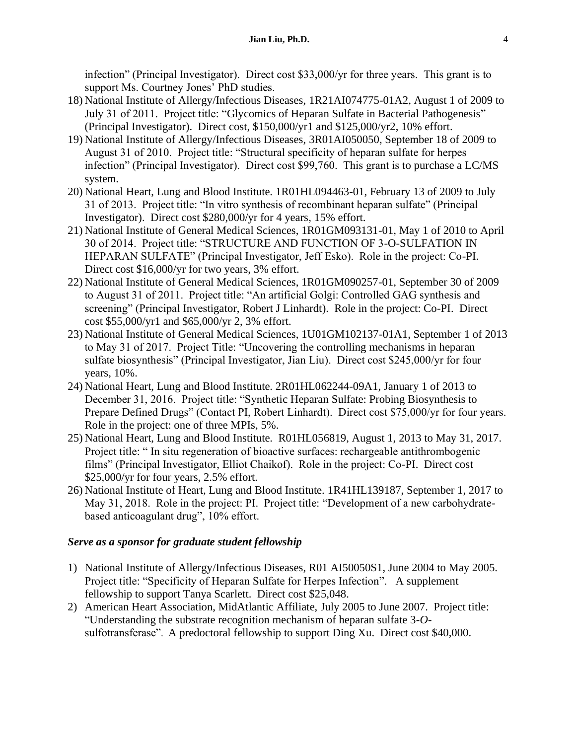infection" (Principal Investigator). Direct cost $33,000/yr for three years. This grant is to support Ms. Courtney Jones' PhD studies.

18) National Institute of Allergy/Infectious Diseases, 1R21AI074775-01A2, August 1 of 2009 to July 31 of 2011. Project title: "Glycomics of Heparan Sulfate in Bacterial Pathogenesis" (Principal Investigator). Direct cost, $150,000/yr1 and $125,000/yr2, 10% effort.
19) National Institute of Allergy/Infectious Diseases, 3R01AI050050, September 18 of 2009 to August 31 of 2010. Project title: "Structural specificity of heparan sulfate for herpes infection" (Principal Investigator). Direct cost $99,760. This grant is to purchase a LC/MS system.
20) National Heart, Lung and Blood Institute. 1R01HL094463-01, February 13 of 2009 to July 31 of 2013. Project title: "In vitro synthesis of recombinant heparan sulfate" (Principal Investigator). Direct cost $280,000/yr for 4 years, 15% effort.
21) National Institute of General Medical Sciences, 1R01GM093131-01, May 1 of 2010 to April 30 of 2014. Project title: "STRUCTURE AND FUNCTION OF 3-O-SULFATION IN HEPARAN SULFATE" (Principal Investigator, Jeff Esko). Role in the project: Co-PI. Direct cost $16,000/yr for two years, 3% effort.
22) National Institute of General Medical Sciences, 1R01GM090257-01, September 30 of 2009 to August 31 of 2011. Project title: "An artificial Golgi: Controlled GAG synthesis and screening" (Principal Investigator, Robert J Linhardt). Role in the project: Co-PI. Direct cost $55,000/yr1 and $65,000/yr 2, 3% effort.
23) National Institute of General Medical Sciences, 1U01GM102137-01A1, September 1 of 2013 to May 31 of 2017. Project Title: "Uncovering the controlling mechanisms in heparan sulfate biosynthesis" (Principal Investigator, Jian Liu). Direct cost $245,000/yr for four years, 10%.
24) National Heart, Lung and Blood Institute. 2R01HL062244-09A1, January 1 of 2013 to December 31, 2016. Project title: "Synthetic Heparan Sulfate: Probing Biosynthesis to Prepare Defined Drugs" (Contact PI, Robert Linhardt). Direct cost $75,000/yr for four years. Role in the project: one of three MPIs, 5%.
25) National Heart, Lung and Blood Institute. R01HL056819, August 1, 2013 to May 31, 2017. Project title: " In situ regeneration of bioactive surfaces: rechargeable antithrombogenic films" (Principal Investigator, Elliot Chaikof). Role in the project: Co-PI. Direct cost $25,000/yr for four years, 2.5% effort.
26) National Institute of Heart, Lung and Blood Institute. 1R41HL139187, September 1, 2017 to May 31, 2018. Role in the project: PI. Project title: "Development of a new carbohydrate-based anticoagulant drug", 10% effort.

***Serve as a sponsor for graduate student fellowship***

1) National Institute of Allergy/Infectious Diseases, R01 AI50050S1, June 2004 to May 2005. Project title: "Specificity of Heparan Sulfate for Herpes Infection". A supplement fellowship to support Tanya Scarlett. Direct cost $25,048.
2) American Heart Association, MidAtlantic Affiliate, July 2005 to June 2007. Project title: "Understanding the substrate recognition mechanism of heparan sulfate 3-*O*-sulfotransferase". A predoctoral fellowship to support Ding Xu. Direct cost $40,000.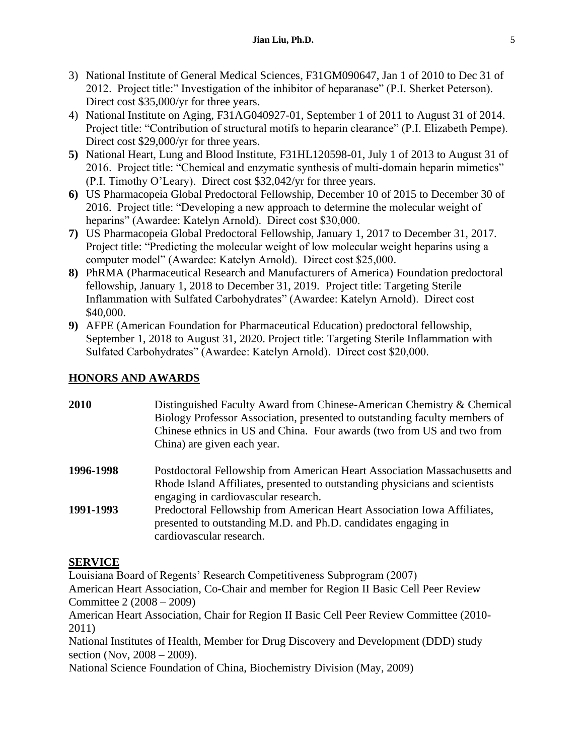3) National Institute of General Medical Sciences, F31GM090647, Jan 1 of 2010 to Dec 31 of 2012. Project title:" Investigation of the inhibitor of heparanase" (P.I. Sherket Peterson). Direct cost $35,000/yr for three years.
4) National Institute on Aging, F31AG040927-01, September 1 of 2011 to August 31 of 2014. Project title: "Contribution of structural motifs to heparin clearance" (P.I. Elizabeth Pempe). Direct cost $29,000/yr for three years.
5) National Heart, Lung and Blood Institute, F31HL120598-01, July 1 of 2013 to August 31 of 2016. Project title: "Chemical and enzymatic synthesis of multi-domain heparin mimetics" (P.I. Timothy O'Leary). Direct cost $32,042/yr for three years.
6) US Pharmacopeia Global Predoctoral Fellowship, December 10 of 2015 to December 30 of 2016. Project title: "Developing a new approach to determine the molecular weight of heparins" (Awardee: Katelyn Arnold). Direct cost $30,000.
7) US Pharmacopeia Global Predoctoral Fellowship, January 1, 2017 to December 31, 2017. Project title: "Predicting the molecular weight of low molecular weight heparins using a computer model" (Awardee: Katelyn Arnold). Direct cost $25,000.
8) PhRMA (Pharmaceutical Research and Manufacturers of America) Foundation predoctoral fellowship, January 1, 2018 to December 31, 2019. Project title: Targeting Sterile Inflammation with Sulfated Carbohydrates" (Awardee: Katelyn Arnold). Direct cost $40,000.
9) AFPE (American Foundation for Pharmaceutical Education) predoctoral fellowship, September 1, 2018 to August 31, 2020. Project title: Targeting Sterile Inflammation with Sulfated Carbohydrates" (Awardee: Katelyn Arnold). Direct cost $20,000.

## HONORS AND AWARDS

**2010** Distinguished Faculty Award from Chinese-American Chemistry & Chemical Biology Professor Association, presented to outstanding faculty members of Chinese ethnics in US and China. Four awards (two from US and two from China) are given each year.

**1996-1998** Postdoctoral Fellowship from American Heart Association Massachusetts and Rhode Island Affiliates, presented to outstanding physicians and scientists engaging in cardiovascular research.

**1991-1993** Predoctoral Fellowship from American Heart Association Iowa Affiliates, presented to outstanding M.D. and Ph.D. candidates engaging in cardiovascular research.

## SERVICE

Louisiana Board of Regents' Research Competitiveness Subprogram (2007)

American Heart Association, Co-Chair and member for Region II Basic Cell Peer Review Committee 2 (2008 – 2009)

American Heart Association, Chair for Region II Basic Cell Peer Review Committee (2010-2011)

National Institutes of Health, Member for Drug Discovery and Development (DDD) study section (Nov, 2008 – 2009).

National Science Foundation of China, Biochemistry Division (May, 2009)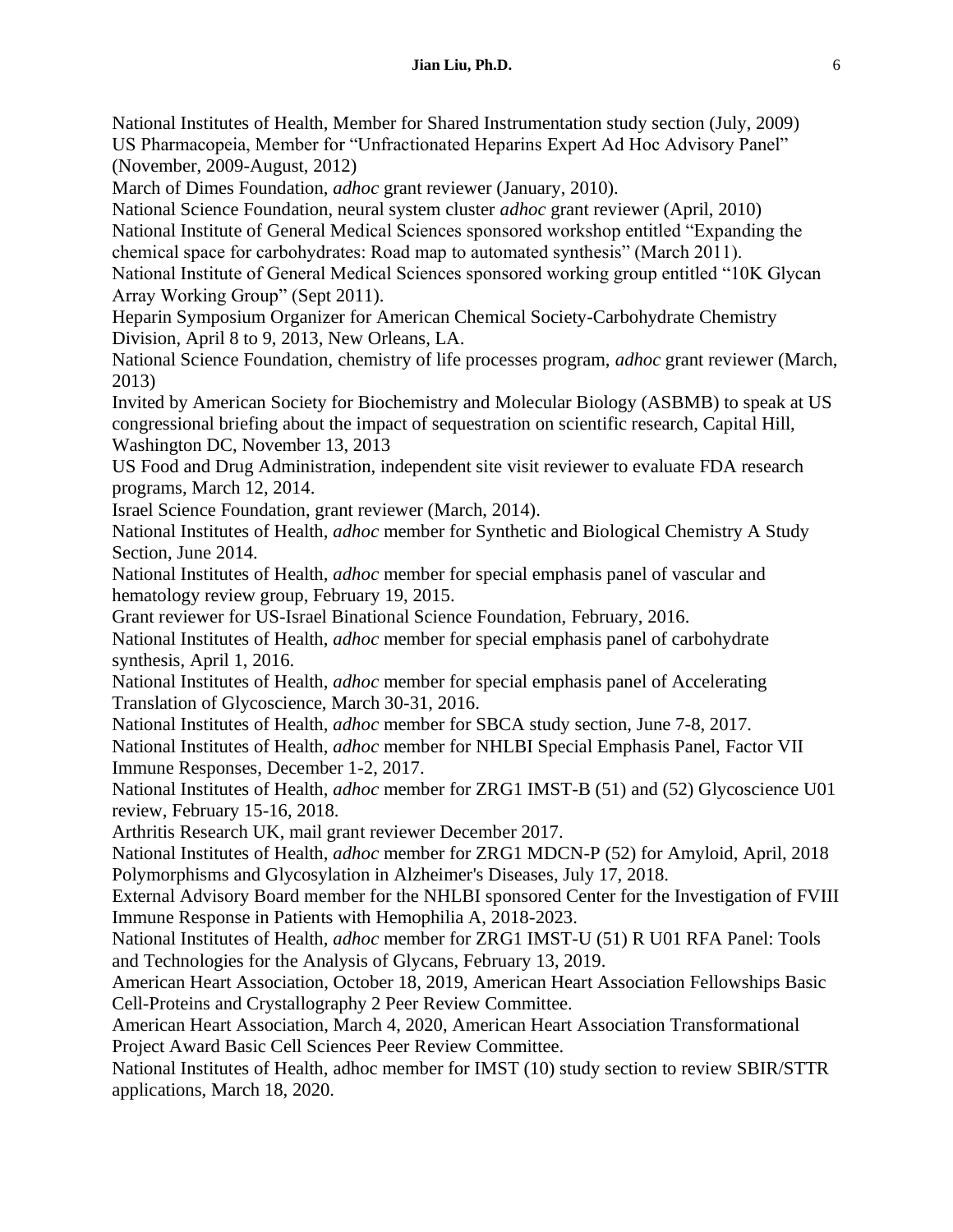National Institutes of Health, Member for Shared Instrumentation study section (July, 2009)
US Pharmacopeia, Member for "Unfractionated Heparins Expert Ad Hoc Advisory Panel" (November, 2009-August, 2012)
March of Dimes Foundation, *adhoc* grant reviewer (January, 2010).
National Science Foundation, neural system cluster *adhoc* grant reviewer (April, 2010)
National Institute of General Medical Sciences sponsored workshop entitled "Expanding the chemical space for carbohydrates: Road map to automated synthesis" (March 2011).
National Institute of General Medical Sciences sponsored working group entitled "10K Glycan Array Working Group" (Sept 2011).
Heparin Symposium Organizer for American Chemical Society-Carbohydrate Chemistry Division, April 8 to 9, 2013, New Orleans, LA.
National Science Foundation, chemistry of life processes program, *adhoc* grant reviewer (March, 2013)
Invited by American Society for Biochemistry and Molecular Biology (ASBMB) to speak at US congressional briefing about the impact of sequestration on scientific research, Capital Hill, Washington DC, November 13, 2013
US Food and Drug Administration, independent site visit reviewer to evaluate FDA research programs, March 12, 2014.
Israel Science Foundation, grant reviewer (March, 2014).
National Institutes of Health, *adhoc* member for Synthetic and Biological Chemistry A Study Section, June 2014.
National Institutes of Health, *adhoc* member for special emphasis panel of vascular and hematology review group, February 19, 2015.
Grant reviewer for US-Israel Binational Science Foundation, February, 2016.
National Institutes of Health, *adhoc* member for special emphasis panel of carbohydrate synthesis, April 1, 2016.
National Institutes of Health, *adhoc* member for special emphasis panel of Accelerating Translation of Glycoscience, March 30-31, 2016.
National Institutes of Health, *adhoc* member for SBCA study section, June 7-8, 2017.
National Institutes of Health, *adhoc* member for NHLBI Special Emphasis Panel, Factor VII Immune Responses, December 1-2, 2017.
National Institutes of Health, *adhoc* member for ZRG1 IMST-B (51) and (52) Glycoscience U01 review, February 15-16, 2018.
Arthritis Research UK, mail grant reviewer December 2017.
National Institutes of Health, *adhoc* member for ZRG1 MDCN-P (52) for Amyloid, April, 2018 Polymorphisms and Glycosylation in Alzheimer's Diseases, July 17, 2018.
External Advisory Board member for the NHLBI sponsored Center for the Investigation of FVIII Immune Response in Patients with Hemophilia A, 2018-2023.
National Institutes of Health, *adhoc* member for ZRG1 IMST-U (51) R U01 RFA Panel: Tools and Technologies for the Analysis of Glycans, February 13, 2019.
American Heart Association, October 18, 2019, American Heart Association Fellowships Basic Cell-Proteins and Crystallography 2 Peer Review Committee.
American Heart Association, March 4, 2020, American Heart Association Transformational Project Award Basic Cell Sciences Peer Review Committee.
National Institutes of Health, adhoc member for IMST (10) study section to review SBIR/STTR applications, March 18, 2020.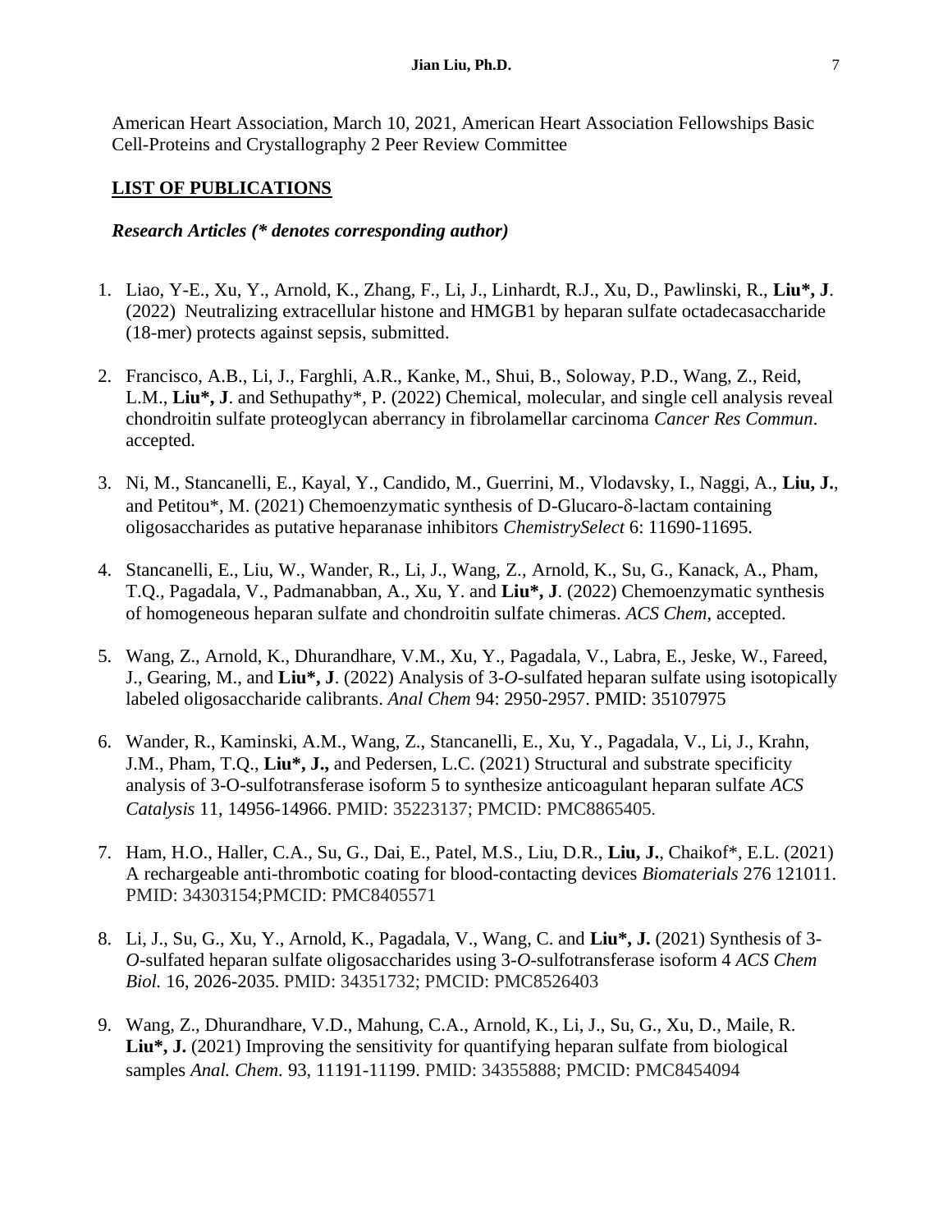American Heart Association, March 10, 2021, American Heart Association Fellowships Basic Cell-Proteins and Crystallography 2 Peer Review Committee

## LIST OF PUBLICATIONS

### *Research Articles (* denotes corresponding author)*

1. Liao, Y-E., Xu, Y., Arnold, K., Zhang, F., Li, J., Linhardt, R.J., Xu, D., Pawlinski, R., **Liu*, J**. (2022) Neutralizing extracellular histone and HMGB1 by heparan sulfate octadecasaccharide (18-mer) protects against sepsis, submitted.

2. Francisco, A.B., Li, J., Farghli, A.R., Kanke, M., Shui, B., Soloway, P.D., Wang, Z., Reid, L.M., **Liu*, J**. and Sethupathy*, P. (2022) Chemical, molecular, and single cell analysis reveal chondroitin sulfate proteoglycan aberrancy in fibrolamellar carcinoma *Cancer Res Commun*. accepted.

3. Ni, M., Stancanelli, E., Kayal, Y., Candido, M., Guerrini, M., Vlodavsky, I., Naggi, A., **Liu, J.**, and Petitou*, M. (2021) Chemoenzymatic synthesis of D-Glucaro-δ-lactam containing oligosaccharides as putative heparanase inhibitors *ChemistrySelect* 6: 11690-11695.

4. Stancanelli, E., Liu, W., Wander, R., Li, J., Wang, Z., Arnold, K., Su, G., Kanack, A., Pham, T.Q., Pagadala, V., Padmanabban, A., Xu, Y. and **Liu*, J**. (2022) Chemoenzymatic synthesis of homogeneous heparan sulfate and chondroitin sulfate chimeras. *ACS Chem*, accepted.

5. Wang, Z., Arnold, K., Dhurandhare, V.M., Xu, Y., Pagadala, V., Labra, E., Jeske, W., Fareed, J., Gearing, M., and **Liu*, J**. (2022) Analysis of 3-*O*-sulfated heparan sulfate using isotopically labeled oligosaccharide calibrants. *Anal Chem* 94: 2950-2957. PMID: 35107975

6. Wander, R., Kaminski, A.M., Wang, Z., Stancanelli, E., Xu, Y., Pagadala, V., Li, J., Krahn, J.M., Pham, T.Q., **Liu*, J.,** and Pedersen, L.C. (2021) Structural and substrate specificity analysis of 3-O-sulfotransferase isoform 5 to synthesize anticoagulant heparan sulfate *ACS Catalysis* 11, 14956-14966. PMID: 35223137; PMCID: PMC8865405.

7. Ham, H.O., Haller, C.A., Su, G., Dai, E., Patel, M.S., Liu, D.R., **Liu, J.**, Chaikof*, E.L. (2021) A rechargeable anti-thrombotic coating for blood-contacting devices *Biomaterials* 276 121011. PMID: 34303154;PMCID: PMC8405571

8. Li, J., Su, G., Xu, Y., Arnold, K., Pagadala, V., Wang, C. and **Liu*, J.** (2021) Synthesis of 3-*O*-sulfated heparan sulfate oligosaccharides using 3-*O*-sulfotransferase isoform 4 *ACS Chem Biol.* 16, 2026-2035. PMID: 34351732; PMCID: PMC8526403

9. Wang, Z., Dhurandhare, V.D., Mahung, C.A., Arnold, K., Li, J., Su, G., Xu, D., Maile, R. **Liu*, J.** (2021) Improving the sensitivity for quantifying heparan sulfate from biological samples *Anal. Chem.* 93, 11191-11199. PMID: 34355888; PMCID: PMC8454094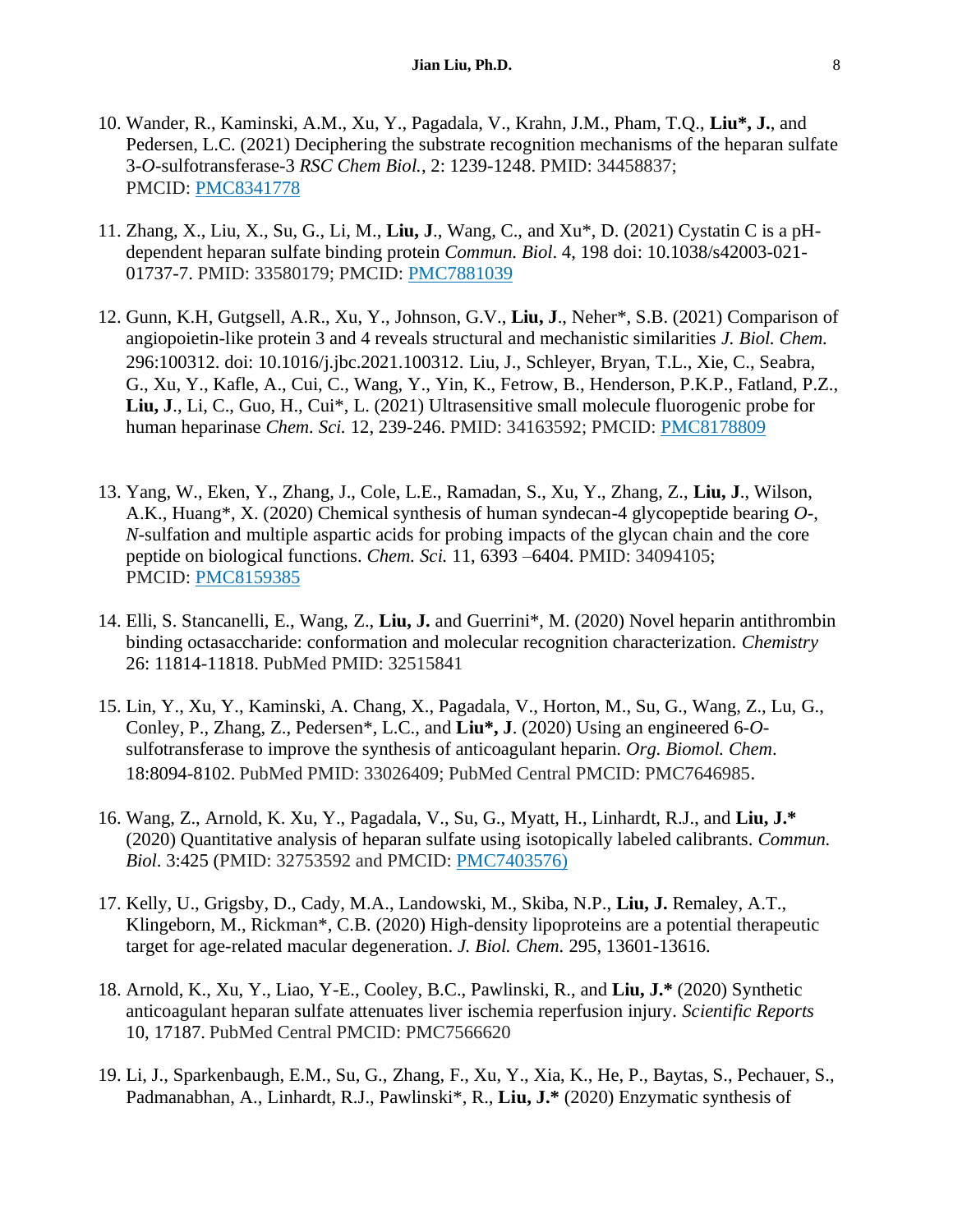10. Wander, R., Kaminski, A.M., Xu, Y., Pagadala, V., Krahn, J.M., Pham, T.Q., **Liu*, J.**, and Pedersen, L.C. (2021) Deciphering the substrate recognition mechanisms of the heparan sulfate 3-*O*-sulfotransferase-3 *RSC Chem Biol.*, 2: 1239-1248. PMID: 34458837; PMCID: PMC8341778

11. Zhang, X., Liu, X., Su, G., Li, M., **Liu, J**., Wang, C., and Xu*, D. (2021) Cystatin C is a pH-dependent heparan sulfate binding protein *Commun. Biol*. 4, 198 doi: 10.1038/s42003-021-01737-7. PMID: 33580179; PMCID: PMC7881039

12. Gunn, K.H, Gutgsell, A.R., Xu, Y., Johnson, G.V., **Liu, J**., Neher*, S.B. (2021) Comparison of angiopoietin-like protein 3 and 4 reveals structural and mechanistic similarities *J. Biol. Chem.* 296:100312. doi: 10.1016/j.jbc.2021.100312. Liu, J., Schleyer, Bryan, T.L., Xie, C., Seabra, G., Xu, Y., Kafle, A., Cui, C., Wang, Y., Yin, K., Fetrow, B., Henderson, P.K.P., Fatland, P.Z., **Liu, J**., Li, C., Guo, H., Cui*, L. (2021) Ultrasensitive small molecule fluorogenic probe for human heparinase *Chem. Sci.* 12, 239-246. PMID: 34163592; PMCID: PMC8178809

13. Yang, W., Eken, Y., Zhang, J., Cole, L.E., Ramadan, S., Xu, Y., Zhang, Z., **Liu, J**., Wilson, A.K., Huang*, X. (2020) Chemical synthesis of human syndecan-4 glycopeptide bearing *O*-, *N*-sulfation and multiple aspartic acids for probing impacts of the glycan chain and the core peptide on biological functions. *Chem. Sci.* 11, 6393 –6404. PMID: 34094105; PMCID: PMC8159385

14. Elli, S. Stancanelli, E., Wang, Z., **Liu, J.** and Guerrini*, M. (2020) Novel heparin antithrombin binding octasaccharide: conformation and molecular recognition characterization. *Chemistry* 26: 11814-11818. PubMed PMID: 32515841

15. Lin, Y., Xu, Y., Kaminski, A. Chang, X., Pagadala, V., Horton, M., Su, G., Wang, Z., Lu, G., Conley, P., Zhang, Z., Pedersen*, L.C., and **Liu*, J**. (2020) Using an engineered 6-*O*-sulfotransferase to improve the synthesis of anticoagulant heparin. *Org. Biomol. Chem*. 18:8094-8102. PubMed PMID: 33026409; PubMed Central PMCID: PMC7646985.

16. Wang, Z., Arnold, K. Xu, Y., Pagadala, V., Su, G., Myatt, H., Linhardt, R.J., and **Liu, J.*** (2020) Quantitative analysis of heparan sulfate using isotopically labeled calibrants. *Commun. Biol*. 3:425 (PMID: 32753592 and PMCID: PMC7403576)

17. Kelly, U., Grigsby, D., Cady, M.A., Landowski, M., Skiba, N.P., **Liu, J.** Remaley, A.T., Klingeborn, M., Rickman*, C.B. (2020) High-density lipoproteins are a potential therapeutic target for age-related macular degeneration. *J. Biol. Chem*. 295, 13601-13616.

18. Arnold, K., Xu, Y., Liao, Y-E., Cooley, B.C., Pawlinski, R., and **Liu, J.*** (2020) Synthetic anticoagulant heparan sulfate attenuates liver ischemia reperfusion injury. *Scientific Reports* 10, 17187. PubMed Central PMCID: PMC7566620

19. Li, J., Sparkenbaugh, E.M., Su, G., Zhang, F., Xu, Y., Xia, K., He, P., Baytas, S., Pechauer, S., Padmanabhan, A., Linhardt, R.J., Pawlinski*, R., **Liu, J.*** (2020) Enzymatic synthesis of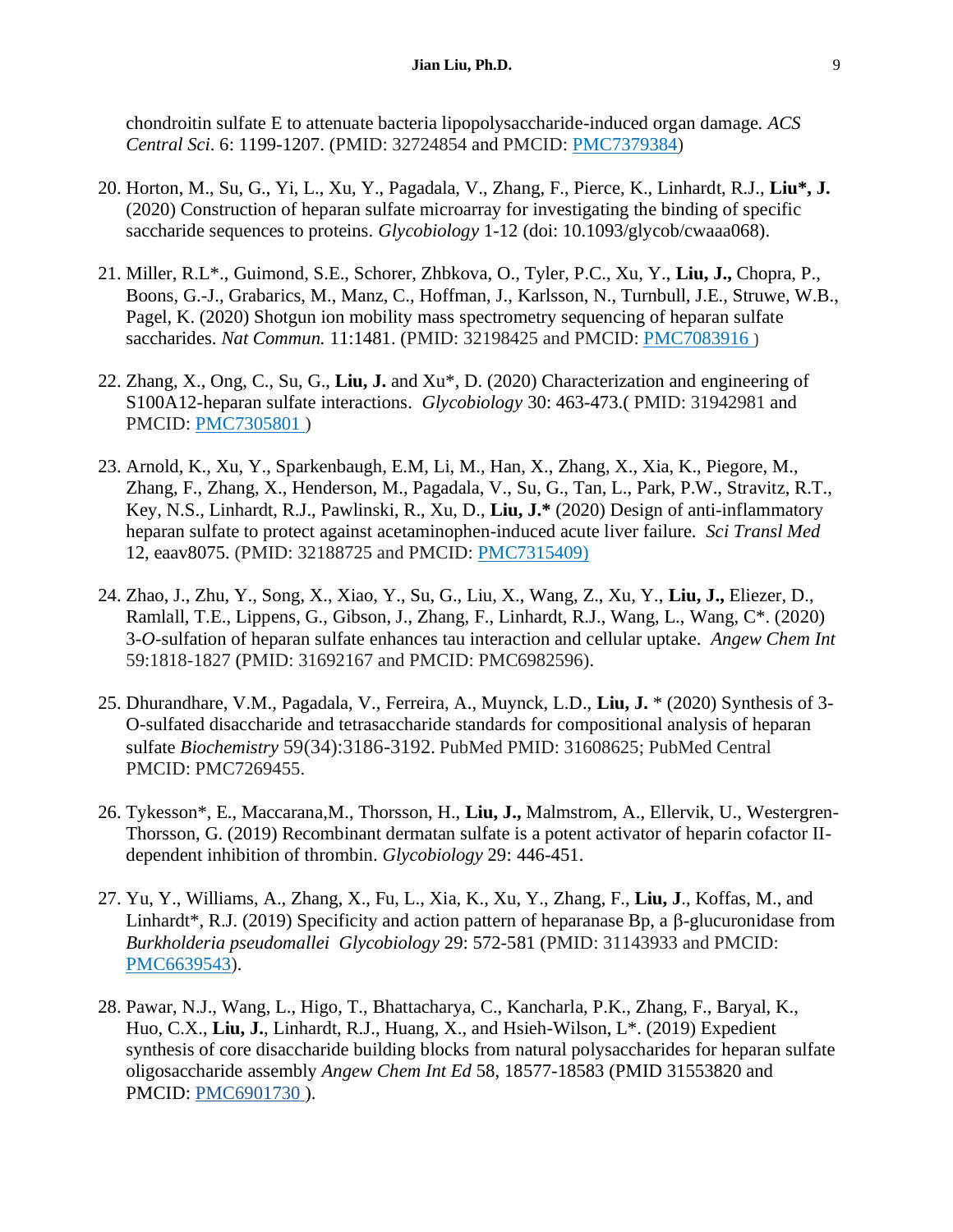chondroitin sulfate E to attenuate bacteria lipopolysaccharide-induced organ damage. *ACS Central Sci*. 6: 1199-1207. (PMID: 32724854 and PMCID: PMC7379384)

20. Horton, M., Su, G., Yi, L., Xu, Y., Pagadala, V., Zhang, F., Pierce, K., Linhardt, R.J., **Liu\*, J.** (2020) Construction of heparan sulfate microarray for investigating the binding of specific saccharide sequences to proteins. *Glycobiology* 1-12 (doi: 10.1093/glycob/cwaaa068).

21. Miller, R.L\*., Guimond, S.E., Schorer, Zhbkova, O., Tyler, P.C., Xu, Y., **Liu, J.,** Chopra, P., Boons, G.-J., Grabarics, M., Manz, C., Hoffman, J., Karlsson, N., Turnbull, J.E., Struwe, W.B., Pagel, K. (2020) Shotgun ion mobility mass spectrometry sequencing of heparan sulfate saccharides. *Nat Commun.* 11:1481. (PMID: 32198425 and PMCID: PMC7083916 )

22. Zhang, X., Ong, C., Su, G., **Liu, J.** and Xu\*, D. (2020) Characterization and engineering of S100A12-heparan sulfate interactions. *Glycobiology* 30: 463-473.( PMID: 31942981 and PMCID: PMC7305801 )

23. Arnold, K., Xu, Y., Sparkenbaugh, E.M, Li, M., Han, X., Zhang, X., Xia, K., Piegore, M., Zhang, F., Zhang, X., Henderson, M., Pagadala, V., Su, G., Tan, L., Park, P.W., Stravitz, R.T., Key, N.S., Linhardt, R.J., Pawlinski, R., Xu, D., **Liu, J.\*** (2020) Design of anti-inflammatory heparan sulfate to protect against acetaminophen-induced acute liver failure. *Sci Transl Med* 12, eaav8075. (PMID: 32188725 and PMCID: PMC7315409)

24. Zhao, J., Zhu, Y., Song, X., Xiao, Y., Su, G., Liu, X., Wang, Z., Xu, Y., **Liu, J.,** Eliezer, D., Ramlall, T.E., Lippens, G., Gibson, J., Zhang, F., Linhardt, R.J., Wang, L., Wang, C\*. (2020) 3-*O*-sulfation of heparan sulfate enhances tau interaction and cellular uptake. *Angew Chem Int* 59:1818-1827 (PMID: 31692167 and PMCID: PMC6982596).

25. Dhurandhare, V.M., Pagadala, V., Ferreira, A., Muynck, L.D., **Liu, J.** \* (2020) Synthesis of 3-O-sulfated disaccharide and tetrasaccharide standards for compositional analysis of heparan sulfate *Biochemistry* 59(34):3186-3192. PubMed PMID: 31608625; PubMed Central PMCID: PMC7269455.

26. Tykesson\*, E., Maccarana,M., Thorsson, H., **Liu, J.,** Malmstrom, A., Ellervik, U., Westergren-Thorsson, G. (2019) Recombinant dermatan sulfate is a potent activator of heparin cofactor II-dependent inhibition of thrombin. *Glycobiology* 29: 446-451.

27. Yu, Y., Williams, A., Zhang, X., Fu, L., Xia, K., Xu, Y., Zhang, F., **Liu, J**., Koffas, M., and Linhardt\*, R.J. (2019) Specificity and action pattern of heparanase Bp, a β-glucuronidase from *Burkholderia pseudomallei* *Glycobiology* 29: 572-581 (PMID: 31143933 and PMCID: PMC6639543).

28. Pawar, N.J., Wang, L., Higo, T., Bhattacharya, C., Kancharla, P.K., Zhang, F., Baryal, K., Huo, C.X., **Liu, J.**, Linhardt, R.J., Huang, X., and Hsieh-Wilson, L\*. (2019) Expedient synthesis of core disaccharide building blocks from natural polysaccharides for heparan sulfate oligosaccharide assembly *Angew Chem Int Ed* 58, 18577-18583 (PMID 31553820 and PMCID: PMC6901730 ).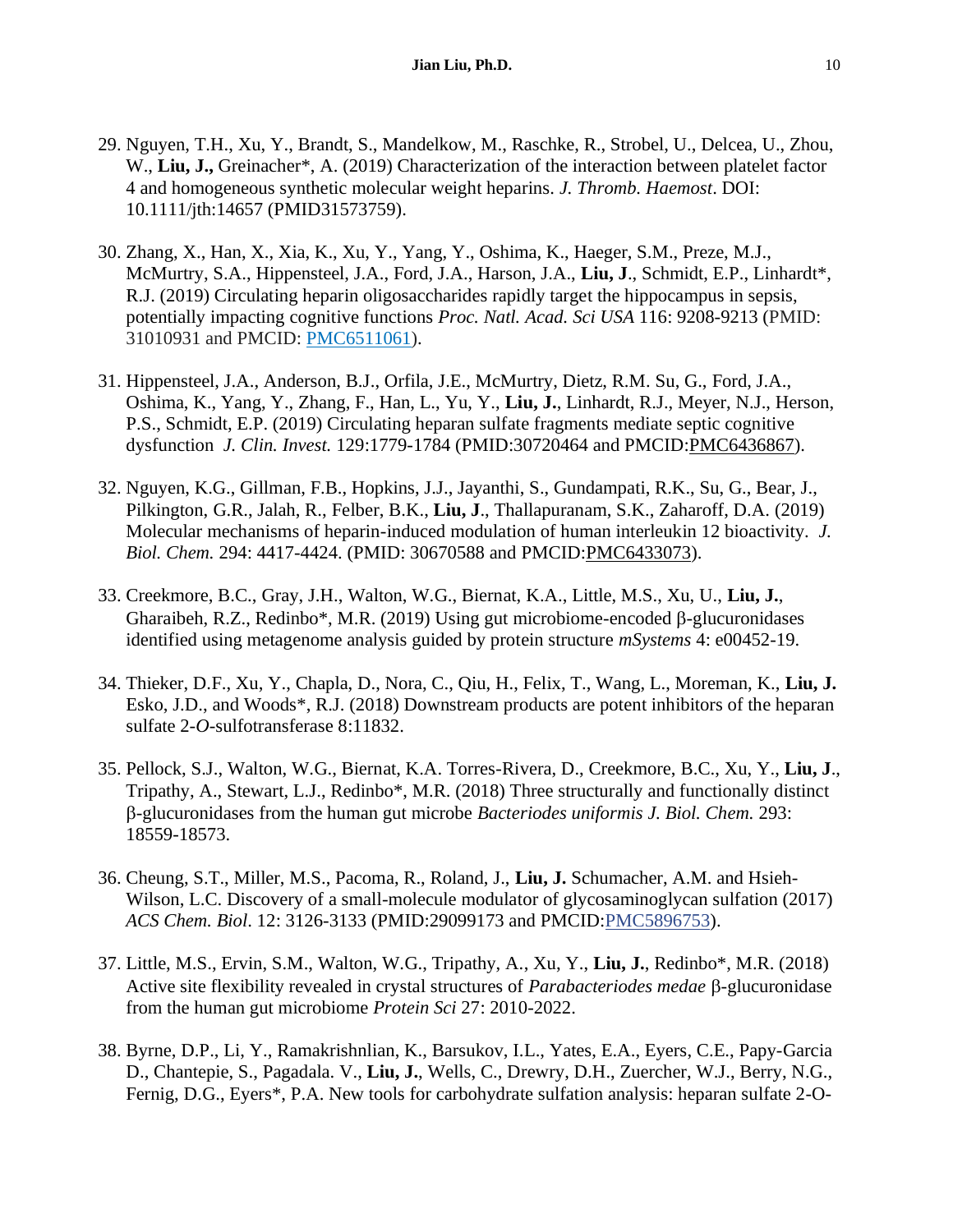29. Nguyen, T.H., Xu, Y., Brandt, S., Mandelkow, M., Raschke, R., Strobel, U., Delcea, U., Zhou, W., **Liu, J.,** Greinacher*, A. (2019) Characterization of the interaction between platelet factor 4 and homogeneous synthetic molecular weight heparins. *J. Thromb. Haemost*. DOI: 10.1111/jth:14657 (PMID31573759).

30. Zhang, X., Han, X., Xia, K., Xu, Y., Yang, Y., Oshima, K., Haeger, S.M., Preze, M.J., McMurtry, S.A., Hippensteel, J.A., Ford, J.A., Harson, J.A., **Liu, J**., Schmidt, E.P., Linhardt*, R.J. (2019) Circulating heparin oligosaccharides rapidly target the hippocampus in sepsis, potentially impacting cognitive functions *Proc. Natl. Acad. Sci USA* 116: 9208-9213 (PMID: 31010931 and PMCID: PMC6511061).

31. Hippensteel, J.A., Anderson, B.J., Orfila, J.E., McMurtry, Dietz, R.M. Su, G., Ford, J.A., Oshima, K., Yang, Y., Zhang, F., Han, L., Yu, Y., **Liu, J.**, Linhardt, R.J., Meyer, N.J., Herson, P.S., Schmidt, E.P. (2019) Circulating heparan sulfate fragments mediate septic cognitive dysfunction *J. Clin. Invest.* 129:1779-1784 (PMID:30720464 and PMCID:PMC6436867).

32. Nguyen, K.G., Gillman, F.B., Hopkins, J.J., Jayanthi, S., Gundampati, R.K., Su, G., Bear, J., Pilkington, G.R., Jalah, R., Felber, B.K., **Liu, J**., Thallapuranam, S.K., Zaharoff, D.A. (2019) Molecular mechanisms of heparin-induced modulation of human interleukin 12 bioactivity. *J. Biol. Chem.* 294: 4417-4424. (PMID: 30670588 and PMCID:PMC6433073).

33. Creekmore, B.C., Gray, J.H., Walton, W.G., Biernat, K.A., Little, M.S., Xu, U., **Liu, J.**, Gharaibeh, R.Z., Redinbo*, M.R. (2019) Using gut microbiome-encoded β-glucuronidases identified using metagenome analysis guided by protein structure *mSystems* 4: e00452-19.

34. Thieker, D.F., Xu, Y., Chapla, D., Nora, C., Qiu, H., Felix, T., Wang, L., Moreman, K., **Liu, J.** Esko, J.D., and Woods*, R.J. (2018) Downstream products are potent inhibitors of the heparan sulfate 2-*O*-sulfotransferase 8:11832.

35. Pellock, S.J., Walton, W.G., Biernat, K.A. Torres-Rivera, D., Creekmore, B.C., Xu, Y., **Liu, J**., Tripathy, A., Stewart, L.J., Redinbo*, M.R. (2018) Three structurally and functionally distinct β-glucuronidases from the human gut microbe *Bacteriodes uniformis J. Biol. Chem.* 293: 18559-18573.

36. Cheung, S.T., Miller, M.S., Pacoma, R., Roland, J., **Liu, J.** Schumacher, A.M. and Hsieh-Wilson, L.C. Discovery of a small-molecule modulator of glycosaminoglycan sulfation (2017) *ACS Chem. Biol*. 12: 3126-3133 (PMID:29099173 and PMCID:PMC5896753).

37. Little, M.S., Ervin, S.M., Walton, W.G., Tripathy, A., Xu, Y., **Liu, J.**, Redinbo*, M.R. (2018) Active site flexibility revealed in crystal structures of *Parabacteriodes medae* β-glucuronidase from the human gut microbiome *Protein Sci* 27: 2010-2022.

38. Byrne, D.P., Li, Y., Ramakrishnlian, K., Barsukov, I.L., Yates, E.A., Eyers, C.E., Papy-Garcia D., Chantepie, S., Pagadala. V., **Liu, J.**, Wells, C., Drewry, D.H., Zuercher, W.J., Berry, N.G., Fernig, D.G., Eyers*, P.A. New tools for carbohydrate sulfation analysis: heparan sulfate 2-O-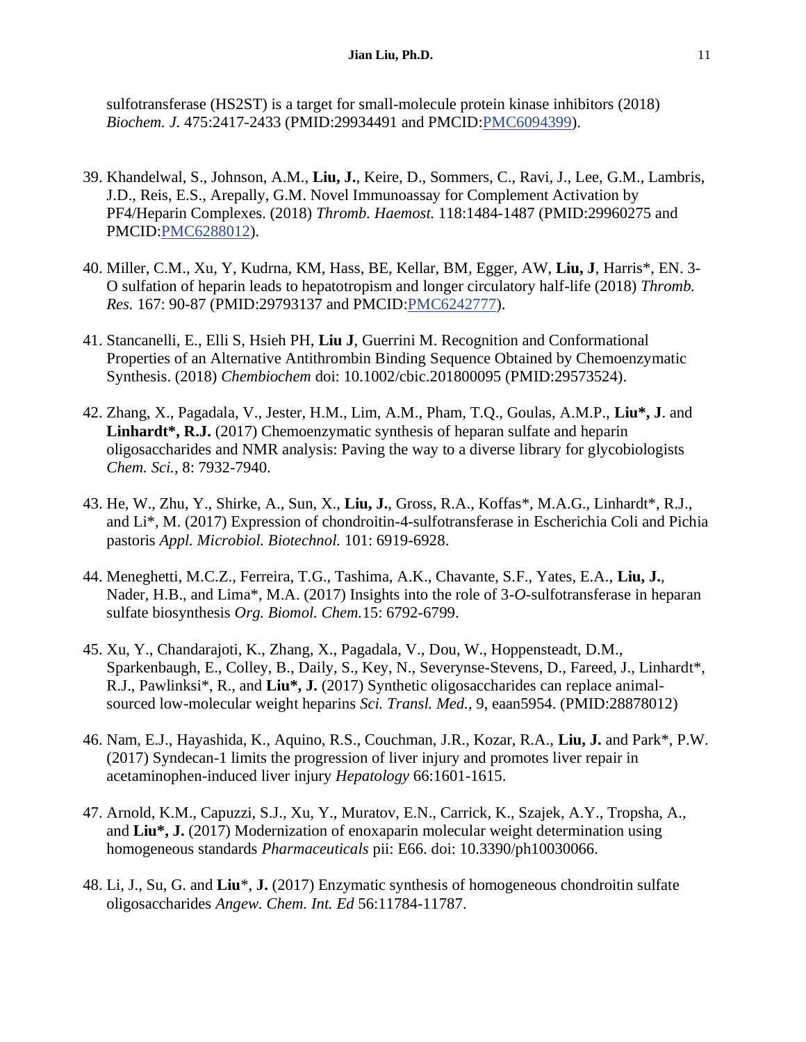sulfotransferase (HS2ST) is a target for small-molecule protein kinase inhibitors (2018) *Biochem. J.* 475:2417-2433 (PMID:29934491 and PMCID:PMC6094399).

39. Khandelwal, S., Johnson, A.M., **Liu, J.**, Keire, D., Sommers, C., Ravi, J., Lee, G.M., Lambris, J.D., Reis, E.S., Arepally, G.M. Novel Immunoassay for Complement Activation by PF4/Heparin Complexes. (2018) *Thromb. Haemost.* 118:1484-1487 (PMID:29960275 and PMCID:PMC6288012).

40. Miller, C.M., Xu, Y, Kudrna, KM, Hass, BE, Kellar, BM, Egger, AW, **Liu, J**, Harris*, EN. 3-O sulfation of heparin leads to hepatotropism and longer circulatory half-life (2018) *Thromb. Res.* 167: 90-87 (PMID:29793137 and PMCID:PMC6242777).

41. Stancanelli, E., Elli S, Hsieh PH, **Liu J**, Guerrini M. Recognition and Conformational Properties of an Alternative Antithrombin Binding Sequence Obtained by Chemoenzymatic Synthesis. (2018) *Chembiochem* doi: 10.1002/cbic.201800095 (PMID:29573524).

42. Zhang, X., Pagadala, V., Jester, H.M., Lim, A.M., Pham, T.Q., Goulas, A.M.P., **Liu*, J**. and **Linhardt*, R.J.** (2017) Chemoenzymatic synthesis of heparan sulfate and heparin oligosaccharides and NMR analysis: Paving the way to a diverse library for glycobiologists *Chem. Sci.*, 8: 7932-7940.

43. He, W., Zhu, Y., Shirke, A., Sun, X., **Liu, J.**, Gross, R.A., Koffas*, M.A.G., Linhardt*, R.J., and Li*, M. (2017) Expression of chondroitin-4-sulfotransferase in Escherichia Coli and Pichia pastoris *Appl. Microbiol. Biotechnol.* 101: 6919-6928.

44. Meneghetti, M.C.Z., Ferreira, T.G., Tashima, A.K., Chavante, S.F., Yates, E.A., **Liu, J.**, Nader, H.B., and Lima*, M.A. (2017) Insights into the role of 3-*O*-sulfotransferase in heparan sulfate biosynthesis *Org. Biomol. Chem.*15: 6792-6799.

45. Xu, Y., Chandarajoti, K., Zhang, X., Pagadala, V., Dou, W., Hoppensteadt, D.M., Sparkenbaugh, E., Colley, B., Daily, S., Key, N., Severynse-Stevens, D., Fareed, J., Linhardt*, R.J., Pawlinksi*, R., and **Liu*, J.** (2017) Synthetic oligosaccharides can replace animal-sourced low-molecular weight heparins *Sci. Transl. Med.*, 9, eaan5954. (PMID:28878012)

46. Nam, E.J., Hayashida, K., Aquino, R.S., Couchman, J.R., Kozar, R.A., **Liu, J.** and Park*, P.W. (2017) Syndecan-1 limits the progression of liver injury and promotes liver repair in acetaminophen-induced liver injury *Hepatology* 66:1601-1615.

47. Arnold, K.M., Capuzzi, S.J., Xu, Y., Muratov, E.N., Carrick, K., Szajek, A.Y., Tropsha, A., and **Liu*, J.** (2017) Modernization of enoxaparin molecular weight determination using homogeneous standards *Pharmaceuticals* pii: E66. doi: 10.3390/ph10030066.

48. Li, J., Su, G. and **Liu***, **J.** (2017) Enzymatic synthesis of homogeneous chondroitin sulfate oligosaccharides *Angew. Chem. Int. Ed* 56:11784-11787.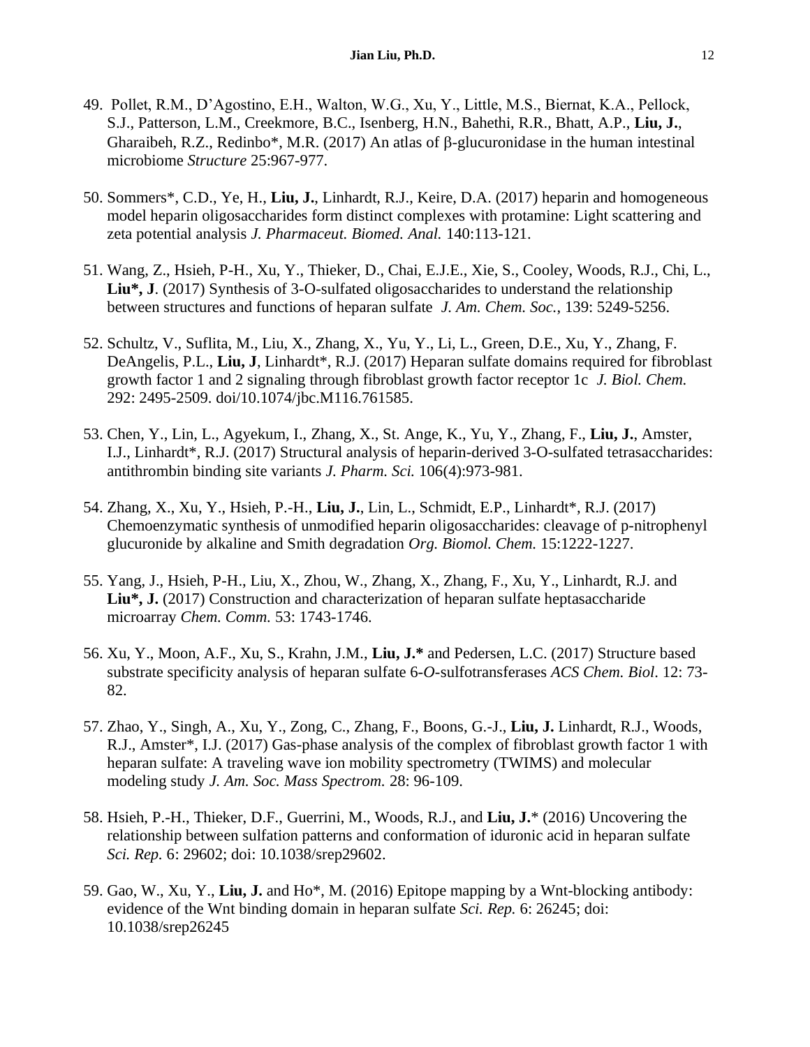49. Pollet, R.M., D'Agostino, E.H., Walton, W.G., Xu, Y., Little, M.S., Biernat, K.A., Pellock, S.J., Patterson, L.M., Creekmore, B.C., Isenberg, H.N., Bahethi, R.R., Bhatt, A.P., **Liu, J.**, Gharaibeh, R.Z., Redinbo*, M.R. (2017) An atlas of β-glucuronidase in the human intestinal microbiome *Structure* 25:967-977.

50. Sommers*, C.D., Ye, H., **Liu, J.**, Linhardt, R.J., Keire, D.A. (2017) heparin and homogeneous model heparin oligosaccharides form distinct complexes with protamine: Light scattering and zeta potential analysis *J. Pharmaceut. Biomed. Anal.* 140:113-121.

51. Wang, Z., Hsieh, P-H., Xu, Y., Thieker, D., Chai, E.J.E., Xie, S., Cooley, Woods, R.J., Chi, L., **Liu*, J**. (2017) Synthesis of 3-O-sulfated oligosaccharides to understand the relationship between structures and functions of heparan sulfate *J. Am. Chem. Soc.*, 139: 5249-5256.

52. Schultz, V., Suflita, M., Liu, X., Zhang, X., Yu, Y., Li, L., Green, D.E., Xu, Y., Zhang, F. DeAngelis, P.L., **Liu, J**, Linhardt*, R.J. (2017) Heparan sulfate domains required for fibroblast growth factor 1 and 2 signaling through fibroblast growth factor receptor 1c *J. Biol. Chem.* 292: 2495-2509. doi/10.1074/jbc.M116.761585.

53. Chen, Y., Lin, L., Agyekum, I., Zhang, X., St. Ange, K., Yu, Y., Zhang, F., **Liu, J.**, Amster, I.J., Linhardt*, R.J. (2017) Structural analysis of heparin-derived 3-O-sulfated tetrasaccharides: antithrombin binding site variants *J. Pharm. Sci.* 106(4):973-981.

54. Zhang, X., Xu, Y., Hsieh, P.-H., **Liu, J.**, Lin, L., Schmidt, E.P., Linhardt*, R.J. (2017) Chemoenzymatic synthesis of unmodified heparin oligosaccharides: cleavage of p-nitrophenyl glucuronide by alkaline and Smith degradation *Org. Biomol. Chem.* 15:1222-1227.

55. Yang, J., Hsieh, P-H., Liu, X., Zhou, W., Zhang, X., Zhang, F., Xu, Y., Linhardt, R.J. and **Liu*, J.** (2017) Construction and characterization of heparan sulfate heptasaccharide microarray *Chem. Comm.* 53: 1743-1746.

56. Xu, Y., Moon, A.F., Xu, S., Krahn, J.M., **Liu, J.*** and Pedersen, L.C. (2017) Structure based substrate specificity analysis of heparan sulfate 6-*O*-sulfotransferases *ACS Chem. Biol.* 12: 73-82.

57. Zhao, Y., Singh, A., Xu, Y., Zong, C., Zhang, F., Boons, G.-J., **Liu, J.** Linhardt, R.J., Woods, R.J., Amster*, I.J. (2017) Gas-phase analysis of the complex of fibroblast growth factor 1 with heparan sulfate: A traveling wave ion mobility spectrometry (TWIMS) and molecular modeling study *J. Am. Soc. Mass Spectrom.* 28: 96-109.

58. Hsieh, P.-H., Thieker, D.F., Guerrini, M., Woods, R.J., and **Liu, J.*** (2016) Uncovering the relationship between sulfation patterns and conformation of iduronic acid in heparan sulfate *Sci. Rep.* 6: 29602; doi: 10.1038/srep29602.

59. Gao, W., Xu, Y., **Liu, J.** and Ho*, M. (2016) Epitope mapping by a Wnt-blocking antibody: evidence of the Wnt binding domain in heparan sulfate *Sci. Rep.* 6: 26245; doi: 10.1038/srep26245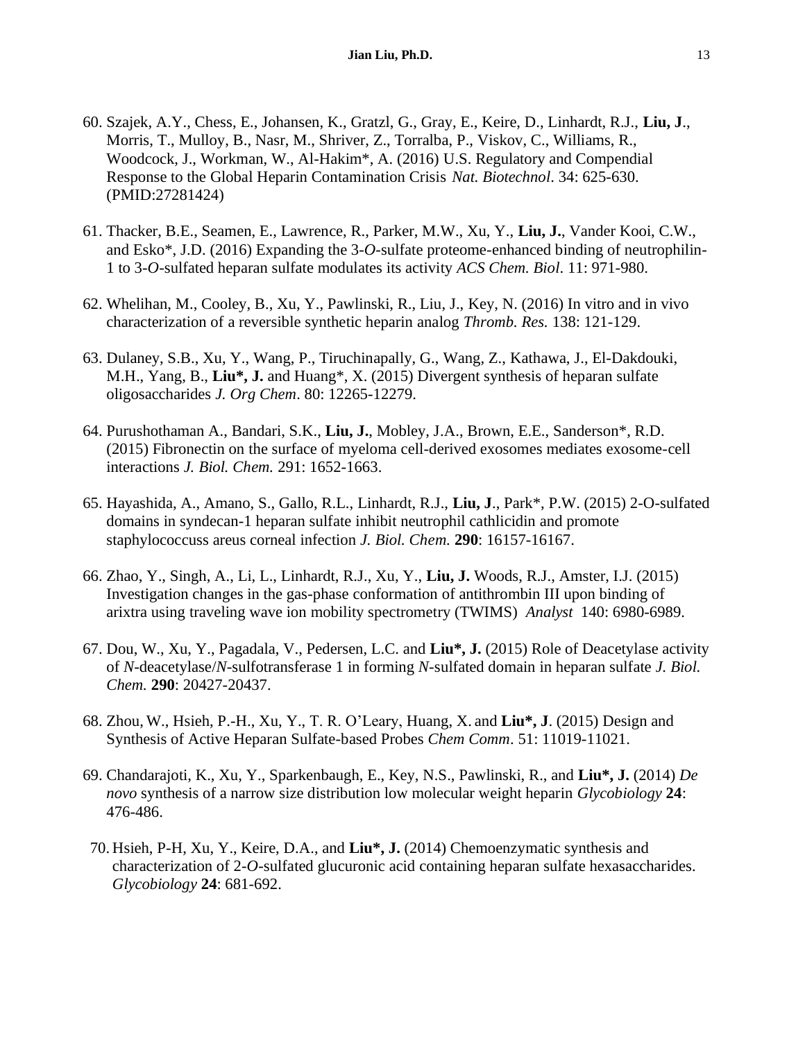60. Szajek, A.Y., Chess, E., Johansen, K., Gratzl, G., Gray, E., Keire, D., Linhardt, R.J., **Liu, J**., Morris, T., Mulloy, B., Nasr, M., Shriver, Z., Torralba, P., Viskov, C., Williams, R., Woodcock, J., Workman, W., Al-Hakim*, A. (2016) U.S. Regulatory and Compendial Response to the Global Heparin Contamination Crisis *Nat. Biotechnol*. 34: 625-630. (PMID:27281424)

61. Thacker, B.E., Seamen, E., Lawrence, R., Parker, M.W., Xu, Y., **Liu, J.**, Vander Kooi, C.W., and Esko*, J.D. (2016) Expanding the 3-*O*-sulfate proteome-enhanced binding of neutrophilin-1 to 3-*O*-sulfated heparan sulfate modulates its activity *ACS Chem. Biol*. 11: 971-980.

62. Whelihan, M., Cooley, B., Xu, Y., Pawlinski, R., Liu, J., Key, N. (2016) In vitro and in vivo characterization of a reversible synthetic heparin analog *Thromb. Res.* 138: 121-129.

63. Dulaney, S.B., Xu, Y., Wang, P., Tiruchinapally, G., Wang, Z., Kathawa, J., El-Dakdouki, M.H., Yang, B., **Liu*, J.** and Huang*, X. (2015) Divergent synthesis of heparan sulfate oligosaccharides *J. Org Chem*. 80: 12265-12279.

64. Purushothaman A., Bandari, S.K., **Liu, J.**, Mobley, J.A., Brown, E.E., Sanderson*, R.D. (2015) Fibronectin on the surface of myeloma cell-derived exosomes mediates exosome-cell interactions *J. Biol. Chem.* 291: 1652-1663.

65. Hayashida, A., Amano, S., Gallo, R.L., Linhardt, R.J., **Liu, J**., Park*, P.W. (2015) 2-O-sulfated domains in syndecan-1 heparan sulfate inhibit neutrophil cathlicidin and promote staphylococcuss areus corneal infection *J. Biol. Chem.* **290**: 16157-16167.

66. Zhao, Y., Singh, A., Li, L., Linhardt, R.J., Xu, Y., **Liu, J.** Woods, R.J., Amster, I.J. (2015) Investigation changes in the gas-phase conformation of antithrombin III upon binding of arixtra using traveling wave ion mobility spectrometry (TWIMS) *Analyst* 140: 6980-6989.

67. Dou, W., Xu, Y., Pagadala, V., Pedersen, L.C. and **Liu*, J.** (2015) Role of Deacetylase activity of *N*-deacetylase/*N*-sulfotransferase 1 in forming *N*-sulfated domain in heparan sulfate *J. Biol. Chem.* **290**: 20427-20437.

68. Zhou, W., Hsieh, P.-H., Xu, Y., T. R. O'Leary, Huang, X. and **Liu*, J**. (2015) Design and Synthesis of Active Heparan Sulfate-based Probes *Chem Comm*. 51: 11019-11021.

69. Chandarajoti, K., Xu, Y., Sparkenbaugh, E., Key, N.S., Pawlinski, R., and **Liu*, J.** (2014) *De novo* synthesis of a narrow size distribution low molecular weight heparin *Glycobiology* **24**: 476-486.

70. Hsieh, P-H, Xu, Y., Keire, D.A., and **Liu*, J.** (2014) Chemoenzymatic synthesis and characterization of 2-*O*-sulfated glucuronic acid containing heparan sulfate hexasaccharides. *Glycobiology* **24**: 681-692.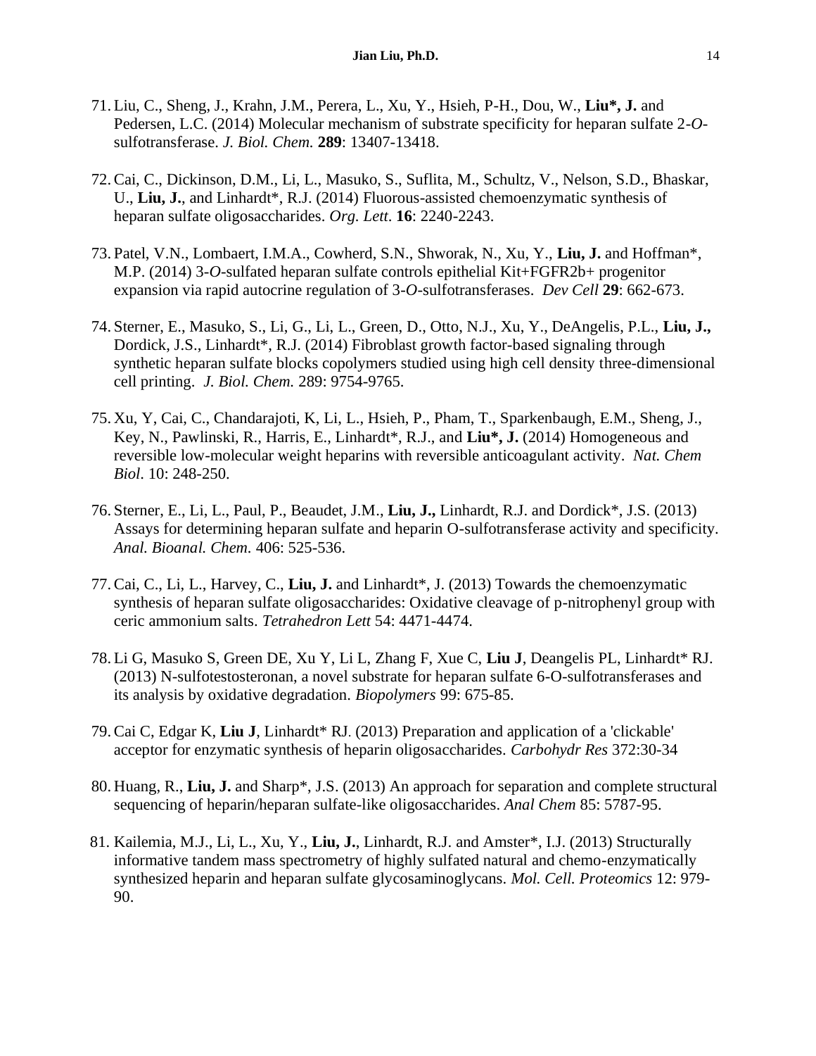71. Liu, C., Sheng, J., Krahn, J.M., Perera, L., Xu, Y., Hsieh, P-H., Dou, W., **Liu*, J.** and Pedersen, L.C. (2014) Molecular mechanism of substrate specificity for heparan sulfate 2-*O*-sulfotransferase. *J. Biol. Chem.* **289**: 13407-13418.

72. Cai, C., Dickinson, D.M., Li, L., Masuko, S., Suflita, M., Schultz, V., Nelson, S.D., Bhaskar, U., **Liu, J.**, and Linhardt*, R.J. (2014) Fluorous-assisted chemoenzymatic synthesis of heparan sulfate oligosaccharides. *Org. Lett*. **16**: 2240-2243.

73. Patel, V.N., Lombaert, I.M.A., Cowherd, S.N., Shworak, N., Xu, Y., **Liu, J.** and Hoffman*, M.P. (2014) 3-*O*-sulfated heparan sulfate controls epithelial Kit+FGFR2b+ progenitor expansion via rapid autocrine regulation of 3-*O*-sulfotransferases. *Dev Cell* **29**: 662-673.

74. Sterner, E., Masuko, S., Li, G., Li, L., Green, D., Otto, N.J., Xu, Y., DeAngelis, P.L., **Liu, J.,** Dordick, J.S., Linhardt*, R.J. (2014) Fibroblast growth factor-based signaling through synthetic heparan sulfate blocks copolymers studied using high cell density three-dimensional cell printing. *J. Biol. Chem.* 289: 9754-9765.

75. Xu, Y, Cai, C., Chandarajoti, K, Li, L., Hsieh, P., Pham, T., Sparkenbaugh, E.M., Sheng, J., Key, N., Pawlinski, R., Harris, E., Linhardt*, R.J., and **Liu*, J.** (2014) Homogeneous and reversible low-molecular weight heparins with reversible anticoagulant activity. *Nat. Chem Biol*. 10: 248-250.

76. Sterner, E., Li, L., Paul, P., Beaudet, J.M., **Liu, J.,** Linhardt, R.J. and Dordick*, J.S. (2013) Assays for determining heparan sulfate and heparin O-sulfotransferase activity and specificity. *Anal. Bioanal. Chem.* 406: 525-536.

77. Cai, C., Li, L., Harvey, C., **Liu, J.** and Linhardt*, J. (2013) Towards the chemoenzymatic synthesis of heparan sulfate oligosaccharides: Oxidative cleavage of p-nitrophenyl group with ceric ammonium salts. *Tetrahedron Lett* 54: 4471-4474.

78. Li G, Masuko S, Green DE, Xu Y, Li L, Zhang F, Xue C, **Liu J**, Deangelis PL, Linhardt* RJ. (2013) N-sulfotestosteronan, a novel substrate for heparan sulfate 6-O-sulfotransferases and its analysis by oxidative degradation. *Biopolymers* 99: 675-85.

79. Cai C, Edgar K, **Liu J**, Linhardt* RJ. (2013) Preparation and application of a 'clickable' acceptor for enzymatic synthesis of heparin oligosaccharides. *Carbohydr Res* 372:30-34

80. Huang, R., **Liu, J.** and Sharp*, J.S. (2013) An approach for separation and complete structural sequencing of heparin/heparan sulfate-like oligosaccharides. *Anal Chem* 85: 5787-95.

81. Kailemia, M.J., Li, L., Xu, Y., **Liu, J.**, Linhardt, R.J. and Amster*, I.J. (2013) Structurally informative tandem mass spectrometry of highly sulfated natural and chemo-enzymatically synthesized heparin and heparan sulfate glycosaminoglycans. *Mol. Cell. Proteomics* 12: 979-90.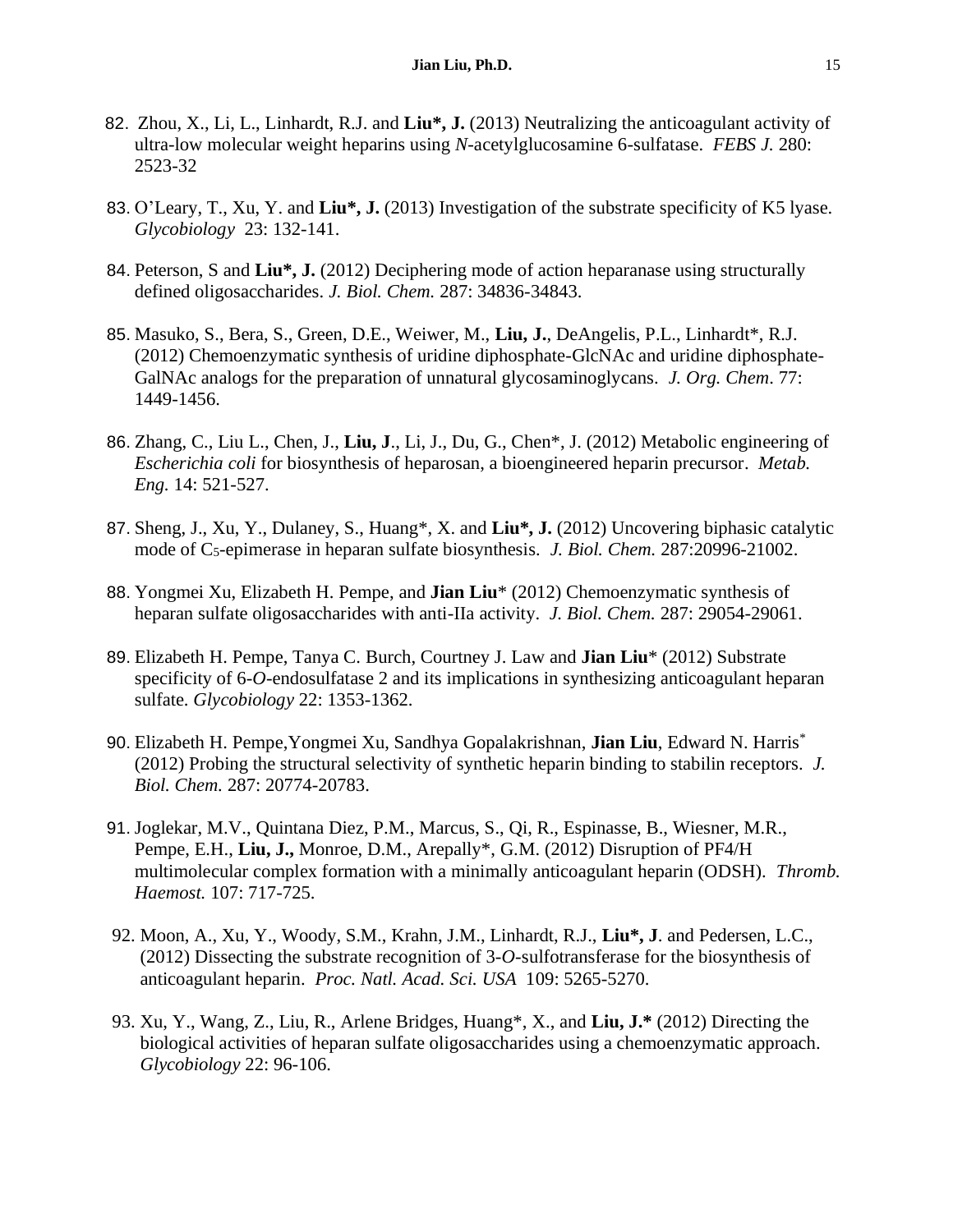82. Zhou, X., Li, L., Linhardt, R.J. and **Liu\*, J.** (2013) Neutralizing the anticoagulant activity of ultra-low molecular weight heparins using *N*-acetylglucosamine 6-sulfatase. *FEBS J.* 280: 2523-32

83. O'Leary, T., Xu, Y. and **Liu\*, J.** (2013) Investigation of the substrate specificity of K5 lyase. *Glycobiology* 23: 132-141.

84. Peterson, S and **Liu\*, J.** (2012) Deciphering mode of action heparanase using structurally defined oligosaccharides. *J. Biol. Chem.* 287: 34836-34843.

85. Masuko, S., Bera, S., Green, D.E., Weiwer, M., **Liu, J.**, DeAngelis, P.L., Linhardt\*, R.J. (2012) Chemoenzymatic synthesis of uridine diphosphate-GlcNAc and uridine diphosphate-GalNAc analogs for the preparation of unnatural glycosaminoglycans. *J. Org. Chem*. 77: 1449-1456.

86. Zhang, C., Liu L., Chen, J., **Liu, J**., Li, J., Du, G., Chen\*, J. (2012) Metabolic engineering of *Escherichia coli* for biosynthesis of heparosan, a bioengineered heparin precursor. *Metab. Eng.* 14: 521-527.

87. Sheng, J., Xu, Y., Dulaney, S., Huang\*, X. and **Liu\*, J.** (2012) Uncovering biphasic catalytic mode of $C_5$-epimerase in heparan sulfate biosynthesis. *J. Biol. Chem.* 287:20996-21002.

88. Yongmei Xu, Elizabeth H. Pempe, and **Jian Liu**\* (2012) Chemoenzymatic synthesis of heparan sulfate oligosaccharides with anti-IIa activity. *J. Biol. Chem.* 287: 29054-29061.

89. Elizabeth H. Pempe, Tanya C. Burch, Courtney J. Law and **Jian Liu**\* (2012) Substrate specificity of 6-*O*-endosulfatase 2 and its implications in synthesizing anticoagulant heparan sulfate. *Glycobiology* 22: 1353-1362.

90. Elizabeth H. Pempe,Yongmei Xu, Sandhya Gopalakrishnan, **Jian Liu**, Edward N. Harris\* (2012) Probing the structural selectivity of synthetic heparin binding to stabilin receptors. *J. Biol. Chem.* 287: 20774-20783.

91. Joglekar, M.V., Quintana Diez, P.M., Marcus, S., Qi, R., Espinasse, B., Wiesner, M.R., Pempe, E.H., **Liu, J.,** Monroe, D.M., Arepally\*, G.M. (2012) Disruption of PF4/H multimolecular complex formation with a minimally anticoagulant heparin (ODSH). *Thromb. Haemost.* 107: 717-725.

92. Moon, A., Xu, Y., Woody, S.M., Krahn, J.M., Linhardt, R.J., **Liu\*, J**. and Pedersen, L.C., (2012) Dissecting the substrate recognition of 3-*O*-sulfotransferase for the biosynthesis of anticoagulant heparin. *Proc. Natl. Acad. Sci. USA* 109: 5265-5270.

93. Xu, Y., Wang, Z., Liu, R., Arlene Bridges, Huang\*, X., and **Liu, J.\*** (2012) Directing the biological activities of heparan sulfate oligosaccharides using a chemoenzymatic approach. *Glycobiology* 22: 96-106.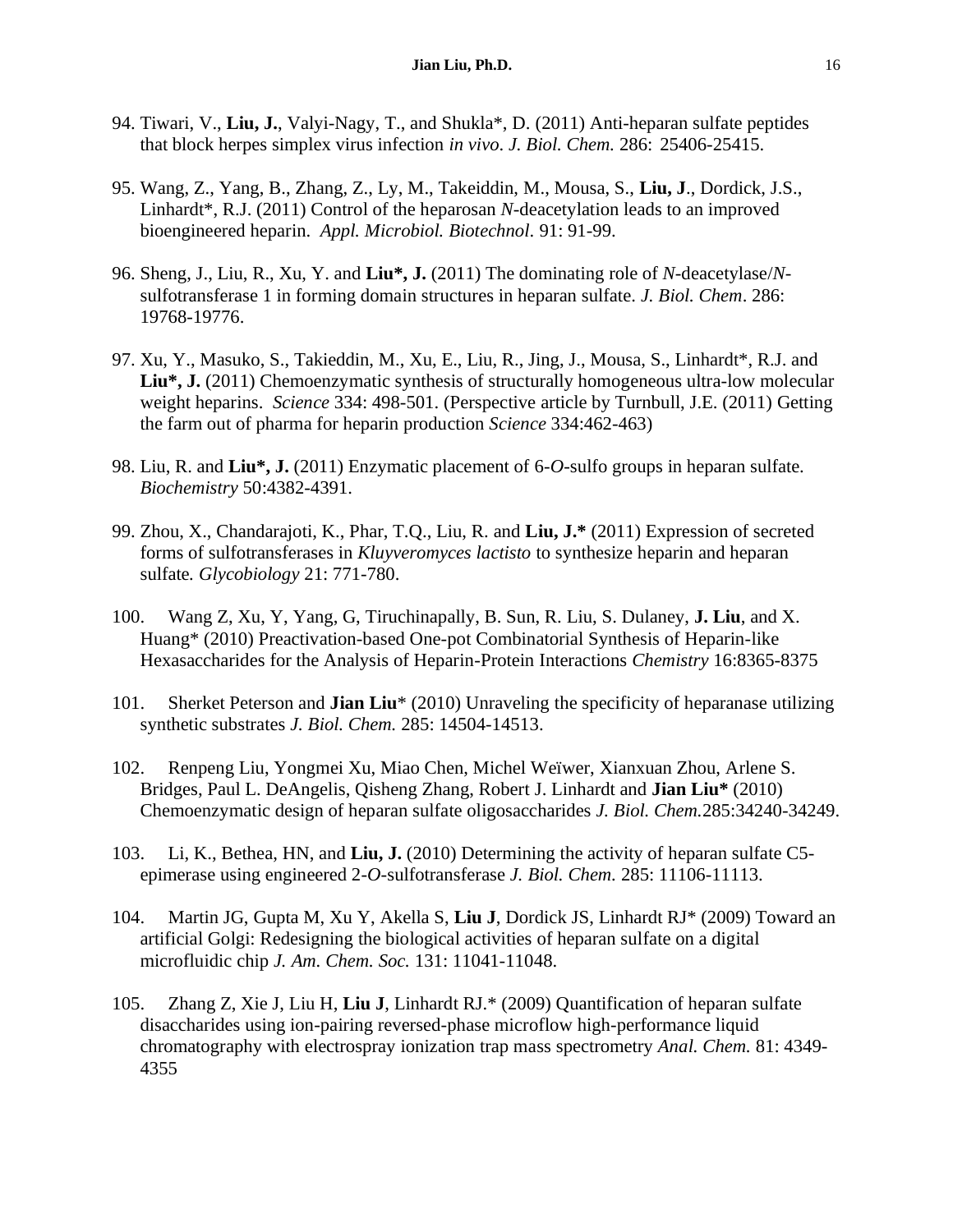94. Tiwari, V., **Liu, J.**, Valyi-Nagy, T., and Shukla*, D. (2011) Anti-heparan sulfate peptides that block herpes simplex virus infection *in vivo*. *J. Biol. Chem.* 286: 25406-25415.

95. Wang, Z., Yang, B., Zhang, Z., Ly, M., Takeiddin, M., Mousa, S., **Liu, J**., Dordick, J.S., Linhardt*, R.J. (2011) Control of the heparosan *N*-deacetylation leads to an improved bioengineered heparin. *Appl. Microbiol. Biotechnol*. 91: 91-99.

96. Sheng, J., Liu, R., Xu, Y. and **Liu*, J.** (2011) The dominating role of *N*-deacetylase/*N*-sulfotransferase 1 in forming domain structures in heparan sulfate. *J. Biol. Chem*. 286: 19768-19776.

97. Xu, Y., Masuko, S., Takieddin, M., Xu, E., Liu, R., Jing, J., Mousa, S., Linhardt*, R.J. and **Liu*, J.** (2011) Chemoenzymatic synthesis of structurally homogeneous ultra-low molecular weight heparins. *Science* 334: 498-501. (Perspective article by Turnbull, J.E. (2011) Getting the farm out of pharma for heparin production *Science* 334:462-463)

98. Liu, R. and **Liu*, J.** (2011) Enzymatic placement of 6-*O*-sulfo groups in heparan sulfate. *Biochemistry* 50:4382-4391.

99. Zhou, X., Chandarajoti, K., Phar, T.Q., Liu, R. and **Liu, J.*** (2011) Expression of secreted forms of sulfotransferases in *Kluyveromyces lactisto* to synthesize heparin and heparan sulfate. *Glycobiology* 21: 771-780.

100. Wang Z, Xu, Y, Yang, G, Tiruchinapally, B. Sun, R. Liu, S. Dulaney, **J. Liu**, and X. Huang* (2010) Preactivation-based One-pot Combinatorial Synthesis of Heparin-like Hexasaccharides for the Analysis of Heparin-Protein Interactions *Chemistry* 16:8365-8375

101. Sherket Peterson and **Jian Liu*** (2010) Unraveling the specificity of heparanase utilizing synthetic substrates *J. Biol. Chem.* 285: 14504-14513.

102. Renpeng Liu, Yongmei Xu, Miao Chen, Michel Weïwer, Xianxuan Zhou, Arlene S. Bridges, Paul L. DeAngelis, Qisheng Zhang, Robert J. Linhardt and **Jian Liu*** (2010) Chemoenzymatic design of heparan sulfate oligosaccharides *J. Biol. Chem.*285:34240-34249.

103. Li, K., Bethea, HN, and **Liu, J.** (2010) Determining the activity of heparan sulfate C5-epimerase using engineered 2-*O*-sulfotransferase *J. Biol. Chem.* 285: 11106-11113.

104. Martin JG, Gupta M, Xu Y, Akella S, **Liu J**, Dordick JS, Linhardt RJ* (2009) Toward an artificial Golgi: Redesigning the biological activities of heparan sulfate on a digital microfluidic chip *J. Am. Chem. Soc.* 131: 11041-11048.

105. Zhang Z, Xie J, Liu H, **Liu J**, Linhardt RJ.* (2009) Quantification of heparan sulfate disaccharides using ion-pairing reversed-phase microflow high-performance liquid chromatography with electrospray ionization trap mass spectrometry *Anal. Chem.* 81: 4349-4355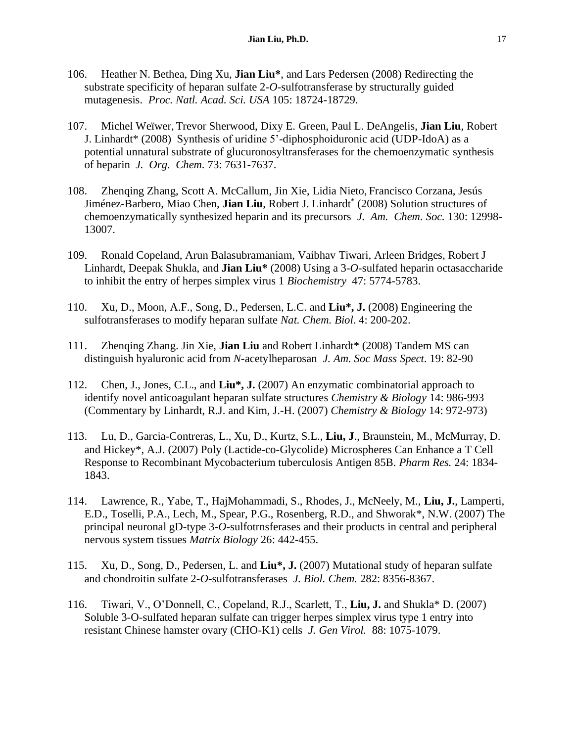106. Heather N. Bethea, Ding Xu, **Jian Liu***, and Lars Pedersen (2008) Redirecting the substrate specificity of heparan sulfate 2-*O*-sulfotransferase by structurally guided mutagenesis. *Proc. Natl. Acad. Sci. USA* 105: 18724-18729.

107. Michel Weïwer, Trevor Sherwood, Dixy E. Green, Paul L. DeAngelis, **Jian Liu**, Robert J. Linhardt* (2008) Synthesis of uridine 5'-diphosphoiduronic acid (UDP-IdoA) as a potential unnatural substrate of glucuronosyltransferases for the chemoenzymatic synthesis of heparin *J. Org. Chem*. 73: 7631-7637.

108. Zhenqing Zhang, Scott A. McCallum, Jin Xie, Lidia Nieto, Francisco Corzana, Jesús Jiménez-Barbero, Miao Chen, **Jian Liu**, Robert J. Linhardt* (2008) Solution structures of chemoenzymatically synthesized heparin and its precursors *J. Am. Chem. Soc.* 130: 12998-13007.

109. Ronald Copeland, Arun Balasubramaniam, Vaibhav Tiwari, Arleen Bridges, Robert J Linhardt, Deepak Shukla, and **Jian Liu*** (2008) Using a 3-*O*-sulfated heparin octasaccharide to inhibit the entry of herpes simplex virus 1 *Biochemistry* 47: 5774-5783.

110. Xu, D., Moon, A.F., Song, D., Pedersen, L.C. and **Liu*, J.** (2008) Engineering the sulfotransferases to modify heparan sulfate *Nat. Chem. Biol*. 4: 200-202.

111. Zhenqing Zhang. Jin Xie, **Jian Liu** and Robert Linhardt* (2008) Tandem MS can distinguish hyaluronic acid from *N*-acetylheparosan *J. Am. Soc Mass Spect*. 19: 82-90

112. Chen, J., Jones, C.L., and **Liu*, J.** (2007) An enzymatic combinatorial approach to identify novel anticoagulant heparan sulfate structures *Chemistry & Biology* 14: 986-993 (Commentary by Linhardt, R.J. and Kim, J.-H. (2007) *Chemistry & Biology* 14: 972-973)

113. Lu, D., Garcia-Contreras, L., Xu, D., Kurtz, S.L., **Liu, J**., Braunstein, M., McMurray, D. and Hickey*, A.J. (2007) Poly (Lactide-co-Glycolide) Microspheres Can Enhance a T Cell Response to Recombinant Mycobacterium tuberculosis Antigen 85B. *Pharm Res.* 24: 1834-1843.

114. Lawrence, R., Yabe, T., HajMohammadi, S., Rhodes, J., McNeely, M., **Liu, J.**, Lamperti, E.D., Toselli, P.A., Lech, M., Spear, P.G., Rosenberg, R.D., and Shworak*, N.W. (2007) The principal neuronal gD-type 3-*O*-sulfotrnsferases and their products in central and peripheral nervous system tissues *Matrix Biology* 26: 442-455.

115. Xu, D., Song, D., Pedersen, L. and **Liu*, J.** (2007) Mutational study of heparan sulfate and chondroitin sulfate 2-*O*-sulfotransferases *J. Biol. Chem.* 282: 8356-8367.

116. Tiwari, V., O'Donnell, C., Copeland, R.J., Scarlett, T., **Liu, J.** and Shukla* D. (2007) Soluble 3-O-sulfated heparan sulfate can trigger herpes simplex virus type 1 entry into resistant Chinese hamster ovary (CHO-K1) cells *J. Gen Virol.* 88: 1075-1079.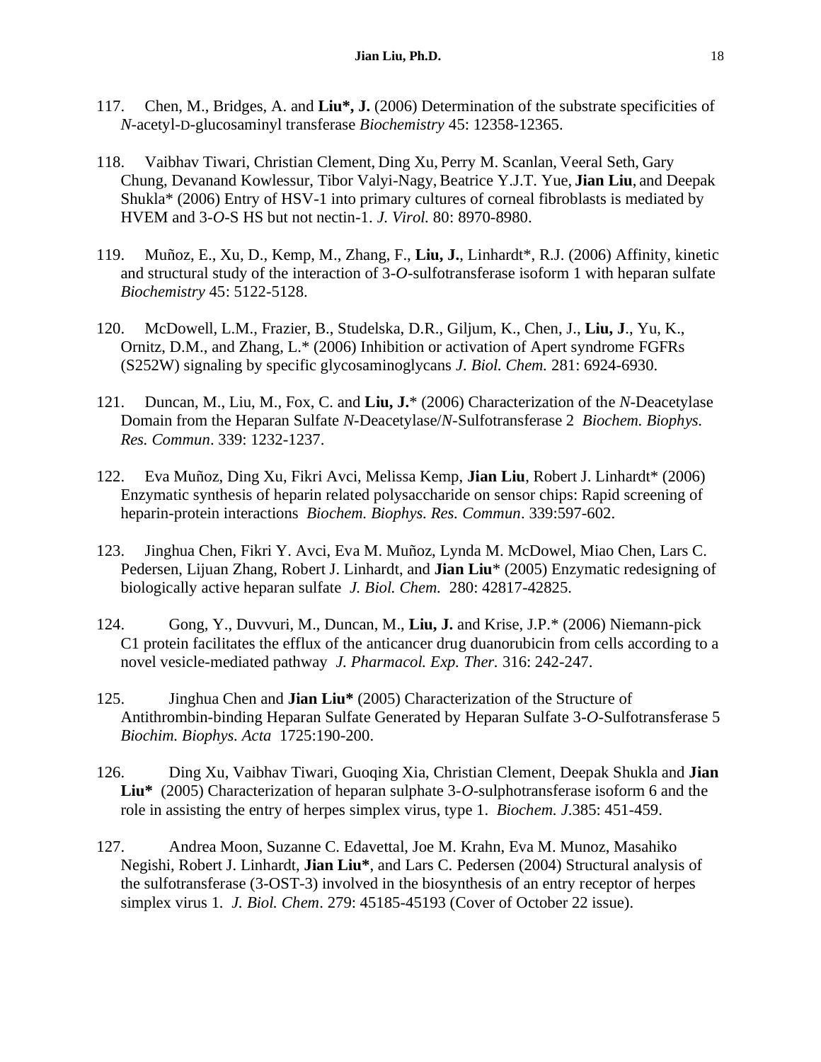117. Chen, M., Bridges, A. and **Liu\*, J.** (2006) Determination of the substrate specificities of *N*-acetyl-D-glucosaminyl transferase *Biochemistry* 45: 12358-12365.

118. Vaibhav Tiwari, Christian Clement, Ding Xu, Perry M. Scanlan, Veeral Seth, Gary Chung, Devanand Kowlessur, Tibor Valyi-Nagy, Beatrice Y.J.T. Yue, **Jian Liu**, and Deepak Shukla* (2006) Entry of HSV-1 into primary cultures of corneal fibroblasts is mediated by HVEM and 3-*O*-S HS but not nectin-1. *J. Virol.* 80: 8970-8980.

119. Muñoz, E., Xu, D., Kemp, M., Zhang, F., **Liu, J.**, Linhardt*, R.J. (2006) Affinity, kinetic and structural study of the interaction of 3-*O*-sulfotransferase isoform 1 with heparan sulfate *Biochemistry* 45: 5122-5128.

120. McDowell, L.M., Frazier, B., Studelska, D.R., Giljum, K., Chen, J., **Liu, J**., Yu, K., Ornitz, D.M., and Zhang, L.* (2006) Inhibition or activation of Apert syndrome FGFRs (S252W) signaling by specific glycosaminoglycans *J. Biol. Chem.* 281: 6924-6930.

121. Duncan, M., Liu, M., Fox, C. and **Liu, J.*** (2006) Characterization of the *N*-Deacetylase Domain from the Heparan Sulfate *N*-Deacetylase/*N*-Sulfotransferase 2 *Biochem. Biophys. Res. Commun*. 339: 1232-1237.

122. Eva Muñoz, Ding Xu, Fikri Avci, Melissa Kemp, **Jian Liu**, Robert J. Linhardt* (2006) Enzymatic synthesis of heparin related polysaccharide on sensor chips: Rapid screening of heparin-protein interactions *Biochem. Biophys. Res. Commun*. 339:597-602.

123. Jinghua Chen, Fikri Y. Avci, Eva M. Muñoz, Lynda M. McDowel, Miao Chen, Lars C. Pedersen, Lijuan Zhang, Robert J. Linhardt, and **Jian Liu*** (2005) Enzymatic redesigning of biologically active heparan sulfate *J. Biol. Chem.* 280: 42817-42825.

124. Gong, Y., Duvvuri, M., Duncan, M., **Liu, J.** and Krise, J.P.* (2006) Niemann-pick C1 protein facilitates the efflux of the anticancer drug duanorubicin from cells according to a novel vesicle-mediated pathway *J. Pharmacol. Exp. Ther.* 316: 242-247.

125. Jinghua Chen and **Jian Liu\*** (2005) Characterization of the Structure of Antithrombin-binding Heparan Sulfate Generated by Heparan Sulfate 3-*O*-Sulfotransferase 5 *Biochim. Biophys. Acta* 1725:190-200.

126. Ding Xu, Vaibhav Tiwari, Guoqing Xia, Christian Clement, Deepak Shukla and **Jian Liu\*** (2005) Characterization of heparan sulphate 3-*O*-sulphotransferase isoform 6 and the role in assisting the entry of herpes simplex virus, type 1. *Biochem. J*.385: 451-459.

127. Andrea Moon, Suzanne C. Edavettal, Joe M. Krahn, Eva M. Munoz, Masahiko Negishi, Robert J. Linhardt, **Jian Liu\***, and Lars C. Pedersen (2004) Structural analysis of the sulfotransferase (3-OST-3) involved in the biosynthesis of an entry receptor of herpes simplex virus 1. *J. Biol. Chem*. 279: 45185-45193 (Cover of October 22 issue).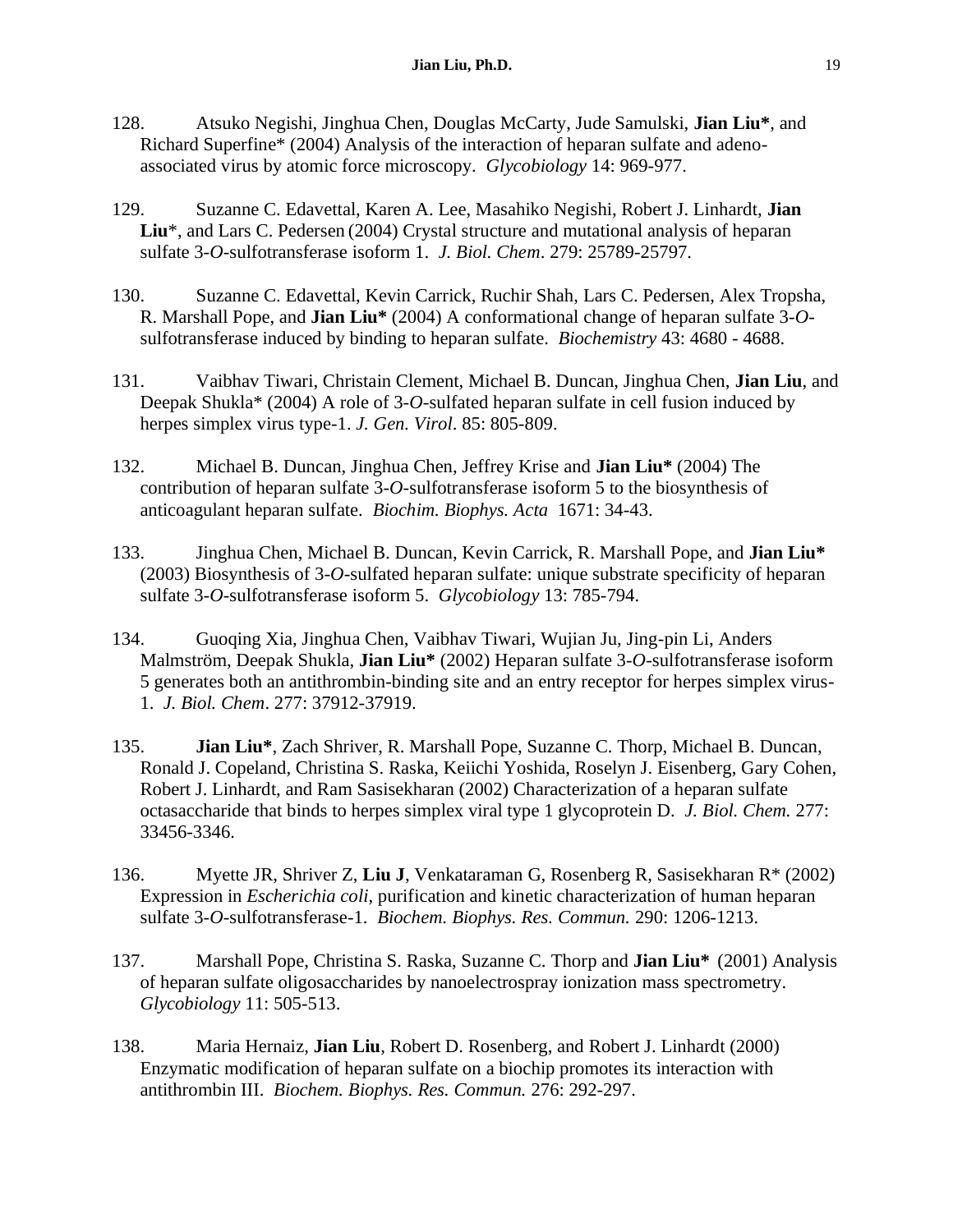128. Atsuko Negishi, Jinghua Chen, Douglas McCarty, Jude Samulski, **Jian Liu***, and Richard Superfine* (2004) Analysis of the interaction of heparan sulfate and adeno-associated virus by atomic force microscopy. *Glycobiology* 14: 969-977.

129. Suzanne C. Edavettal, Karen A. Lee, Masahiko Negishi, Robert J. Linhardt, **Jian Liu***, and Lars C. Pedersen (2004) Crystal structure and mutational analysis of heparan sulfate 3-*O*-sulfotransferase isoform 1. *J. Biol. Chem*. 279: 25789-25797.

130. Suzanne C. Edavettal, Kevin Carrick, Ruchir Shah, Lars C. Pedersen, Alex Tropsha, R. Marshall Pope, and **Jian Liu*** (2004) A conformational change of heparan sulfate 3-*O*-sulfotransferase induced by binding to heparan sulfate. *Biochemistry* 43: 4680 - 4688.

131. Vaibhav Tiwari, Christain Clement, Michael B. Duncan, Jinghua Chen, **Jian Liu**, and Deepak Shukla* (2004) A role of 3-*O*-sulfated heparan sulfate in cell fusion induced by herpes simplex virus type-1. *J. Gen. Virol*. 85: 805-809.

132. Michael B. Duncan, Jinghua Chen, Jeffrey Krise and **Jian Liu*** (2004) The contribution of heparan sulfate 3-*O*-sulfotransferase isoform 5 to the biosynthesis of anticoagulant heparan sulfate. *Biochim. Biophys. Acta* 1671: 34-43.

133. Jinghua Chen, Michael B. Duncan, Kevin Carrick, R. Marshall Pope, and **Jian Liu*** (2003) Biosynthesis of 3-*O*-sulfated heparan sulfate: unique substrate specificity of heparan sulfate 3-*O*-sulfotransferase isoform 5. *Glycobiology* 13: 785-794.

134. Guoqing Xia, Jinghua Chen, Vaibhav Tiwari, Wujian Ju, Jing-pin Li, Anders Malmström, Deepak Shukla, **Jian Liu*** (2002) Heparan sulfate 3-*O*-sulfotransferase isoform 5 generates both an antithrombin-binding site and an entry receptor for herpes simplex virus-1. *J. Biol. Chem*. 277: 37912-37919.

135. **Jian Liu***, Zach Shriver, R. Marshall Pope, Suzanne C. Thorp, Michael B. Duncan, Ronald J. Copeland, Christina S. Raska, Keiichi Yoshida, Roselyn J. Eisenberg, Gary Cohen, Robert J. Linhardt, and Ram Sasisekharan (2002) Characterization of a heparan sulfate octasaccharide that binds to herpes simplex viral type 1 glycoprotein D. *J. Biol. Chem.* 277: 33456-3346.

136. Myette JR, Shriver Z, **Liu J**, Venkataraman G, Rosenberg R, Sasisekharan R* (2002) Expression in *Escherichia coli*, purification and kinetic characterization of human heparan sulfate 3-*O*-sulfotransferase-1. *Biochem. Biophys. Res. Commun.* 290: 1206-1213.

137. Marshall Pope, Christina S. Raska, Suzanne C. Thorp and **Jian Liu*** (2001) Analysis of heparan sulfate oligosaccharides by nanoelectrospray ionization mass spectrometry. *Glycobiology* 11: 505-513.

138. Maria Hernaiz, **Jian Liu**, Robert D. Rosenberg, and Robert J. Linhardt (2000) Enzymatic modification of heparan sulfate on a biochip promotes its interaction with antithrombin III. *Biochem. Biophys. Res. Commun.* 276: 292-297.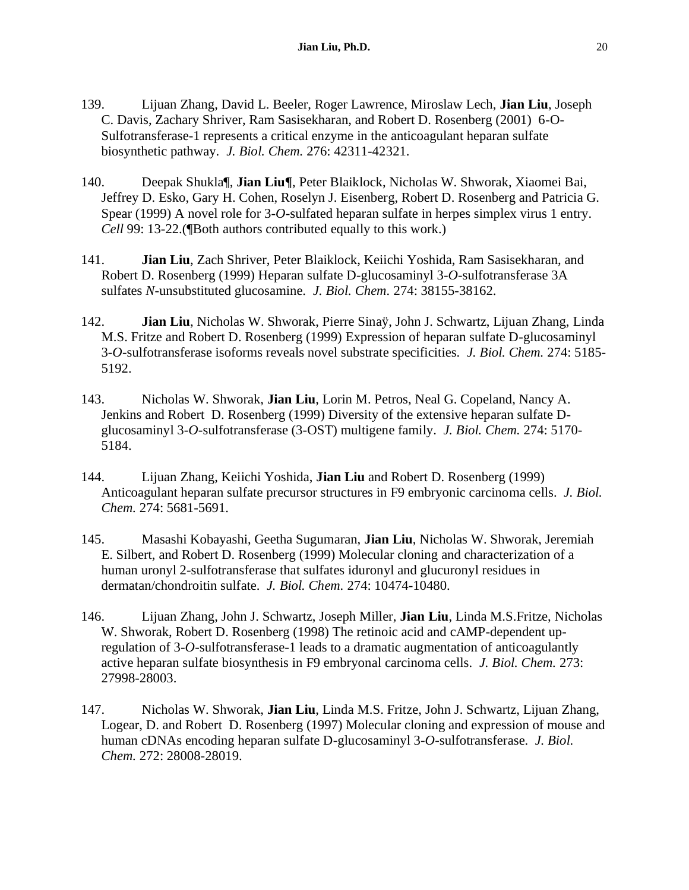139. Lijuan Zhang, David L. Beeler, Roger Lawrence, Miroslaw Lech, **Jian Liu**, Joseph C. Davis, Zachary Shriver, Ram Sasisekharan, and Robert D. Rosenberg (2001) 6-O-Sulfotransferase-1 represents a critical enzyme in the anticoagulant heparan sulfate biosynthetic pathway. *J. Biol. Chem.* 276: 42311-42321.

140. Deepak Shukla¶, **Jian Liu¶**, Peter Blaiklock, Nicholas W. Shworak, Xiaomei Bai, Jeffrey D. Esko, Gary H. Cohen, Roselyn J. Eisenberg, Robert D. Rosenberg and Patricia G. Spear (1999) A novel role for 3-*O*-sulfated heparan sulfate in herpes simplex virus 1 entry. *Cell* 99: 13-22.(¶Both authors contributed equally to this work.)

141. **Jian Liu**, Zach Shriver, Peter Blaiklock, Keiichi Yoshida, Ram Sasisekharan, and Robert D. Rosenberg (1999) Heparan sulfate D-glucosaminyl 3-*O*-sulfotransferase 3A sulfates *N*-unsubstituted glucosamine. *J. Biol. Chem*. 274: 38155-38162.

142. **Jian Liu**, Nicholas W. Shworak, Pierre Sinaÿ, John J. Schwartz, Lijuan Zhang, Linda M.S. Fritze and Robert D. Rosenberg (1999) Expression of heparan sulfate D-glucosaminyl 3-*O*-sulfotransferase isoforms reveals novel substrate specificities. *J. Biol. Chem.* 274: 5185-5192.

143. Nicholas W. Shworak, **Jian Liu**, Lorin M. Petros, Neal G. Copeland, Nancy A. Jenkins and Robert D. Rosenberg (1999) Diversity of the extensive heparan sulfate D-glucosaminyl 3-*O*-sulfotransferase (3-OST) multigene family. *J. Biol. Chem.* 274: 5170-5184.

144. Lijuan Zhang, Keiichi Yoshida, **Jian Liu** and Robert D. Rosenberg (1999) Anticoagulant heparan sulfate precursor structures in F9 embryonic carcinoma cells. *J. Biol. Chem.* 274: 5681-5691.

145. Masashi Kobayashi, Geetha Sugumaran, **Jian Liu**, Nicholas W. Shworak, Jeremiah E. Silbert, and Robert D. Rosenberg (1999) Molecular cloning and characterization of a human uronyl 2-sulfotransferase that sulfates iduronyl and glucuronyl residues in dermatan/chondroitin sulfate. *J. Biol. Chem.* 274: 10474-10480.

146. Lijuan Zhang, John J. Schwartz, Joseph Miller, **Jian Liu**, Linda M.S.Fritze, Nicholas W. Shworak, Robert D. Rosenberg (1998) The retinoic acid and cAMP-dependent up-regulation of 3-*O*-sulfotransferase-1 leads to a dramatic augmentation of anticoagulantly active heparan sulfate biosynthesis in F9 embryonal carcinoma cells. *J. Biol. Chem.* 273: 27998-28003.

147. Nicholas W. Shworak, **Jian Liu**, Linda M.S. Fritze, John J. Schwartz, Lijuan Zhang, Logear, D. and Robert D. Rosenberg (1997) Molecular cloning and expression of mouse and human cDNAs encoding heparan sulfate D-glucosaminyl 3-*O*-sulfotransferase. *J. Biol. Chem.* 272: 28008-28019.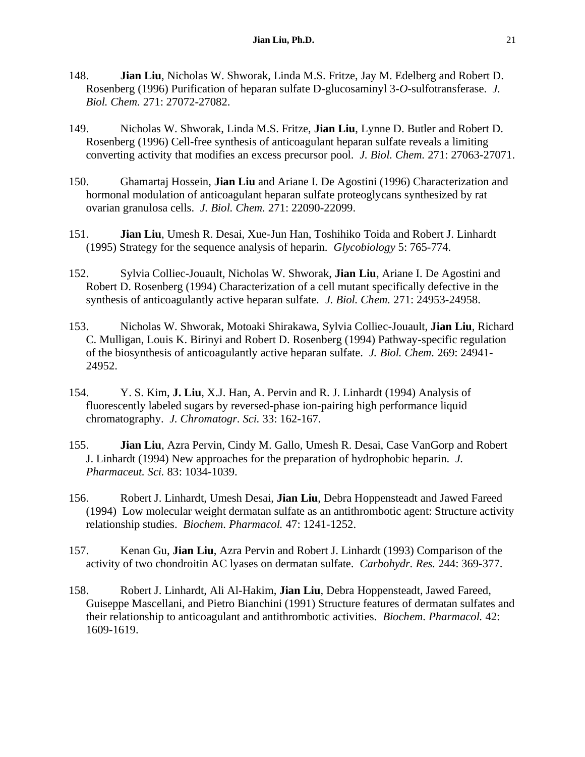148. **Jian Liu**, Nicholas W. Shworak, Linda M.S. Fritze, Jay M. Edelberg and Robert D. Rosenberg (1996) Purification of heparan sulfate D-glucosaminyl 3-*O*-sulfotransferase. *J. Biol. Chem.* 271: 27072-27082.

149. Nicholas W. Shworak, Linda M.S. Fritze, **Jian Liu**, Lynne D. Butler and Robert D. Rosenberg (1996) Cell-free synthesis of anticoagulant heparan sulfate reveals a limiting converting activity that modifies an excess precursor pool. *J. Biol. Chem.* 271: 27063-27071.

150. Ghamartaj Hossein, **Jian Liu** and Ariane I. De Agostini (1996) Characterization and hormonal modulation of anticoagulant heparan sulfate proteoglycans synthesized by rat ovarian granulosa cells. *J. Biol. Chem.* 271: 22090-22099.

151. **Jian Liu**, Umesh R. Desai, Xue-Jun Han, Toshihiko Toida and Robert J. Linhardt (1995) Strategy for the sequence analysis of heparin. *Glycobiology* 5: 765-774.

152. Sylvia Colliec-Jouault, Nicholas W. Shworak, **Jian Liu**, Ariane I. De Agostini and Robert D. Rosenberg (1994) Characterization of a cell mutant specifically defective in the synthesis of anticoagulantly active heparan sulfate. *J. Biol. Chem.* 271: 24953-24958.

153. Nicholas W. Shworak, Motoaki Shirakawa, Sylvia Colliec-Jouault, **Jian Liu**, Richard C. Mulligan, Louis K. Birinyi and Robert D. Rosenberg (1994) Pathway-specific regulation of the biosynthesis of anticoagulantly active heparan sulfate. *J. Biol. Chem.* 269: 24941-24952.

154. Y. S. Kim, **J. Liu**, X.J. Han, A. Pervin and R. J. Linhardt (1994) Analysis of fluorescently labeled sugars by reversed-phase ion-pairing high performance liquid chromatography. *J. Chromatogr. Sci.* 33: 162-167.

155. **Jian Liu**, Azra Pervin, Cindy M. Gallo, Umesh R. Desai, Case VanGorp and Robert J. Linhardt (1994) New approaches for the preparation of hydrophobic heparin. *J. Pharmaceut. Sci.* 83: 1034-1039.

156. Robert J. Linhardt, Umesh Desai, **Jian Liu**, Debra Hoppensteadt and Jawed Fareed (1994) Low molecular weight dermatan sulfate as an antithrombotic agent: Structure activity relationship studies. *Biochem. Pharmacol.* 47: 1241-1252.

157. Kenan Gu, **Jian Liu**, Azra Pervin and Robert J. Linhardt (1993) Comparison of the activity of two chondroitin AC lyases on dermatan sulfate. *Carbohydr. Res.* 244: 369-377.

158. Robert J. Linhardt, Ali Al-Hakim, **Jian Liu**, Debra Hoppensteadt, Jawed Fareed, Guiseppe Mascellani, and Pietro Bianchini (1991) Structure features of dermatan sulfates and their relationship to anticoagulant and antithrombotic activities. *Biochem. Pharmacol.* 42: 1609-1619.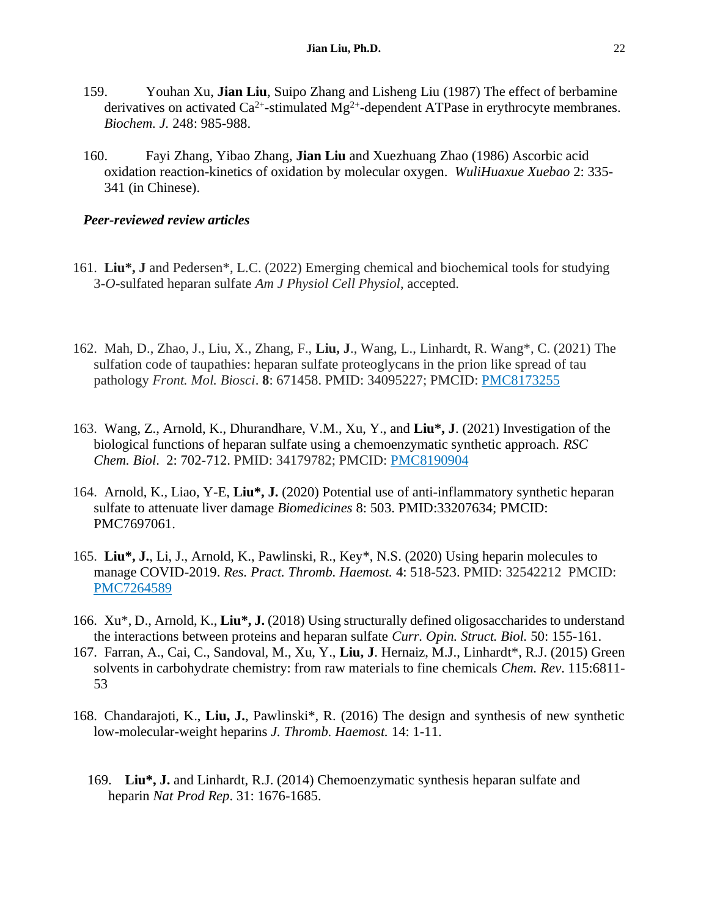159. Youhan Xu, **Jian Liu**, Suipo Zhang and Lisheng Liu (1987) The effect of berbamine derivatives on activated $Ca^{2+}$-stimulated $Mg^{2+}$-dependent ATPase in erythrocyte membranes. *Biochem. J.* 248: 985-988.

160. Fayi Zhang, Yibao Zhang, **Jian Liu** and Xuezhuang Zhao (1986) Ascorbic acid oxidation reaction-kinetics of oxidation by molecular oxygen. *WuliHuaxue Xuebao* 2: 335-341 (in Chinese).

***Peer-reviewed review articles***

161. **Liu\*, J** and Pedersen\*, L.C. (2022) Emerging chemical and biochemical tools for studying 3-*O*-sulfated heparan sulfate *Am J Physiol Cell Physiol*, accepted.

162. Mah, D., Zhao, J., Liu, X., Zhang, F., **Liu, J**., Wang, L., Linhardt, R. Wang\*, C. (2021) The sulfation code of taupathies: heparan sulfate proteoglycans in the prion like spread of tau pathology *Front. Mol. Biosci*. **8**: 671458. PMID: 34095227; PMCID: PMC8173255

163. Wang, Z., Arnold, K., Dhurandhare, V.M., Xu, Y., and **Liu\*, J**. (2021) Investigation of the biological functions of heparan sulfate using a chemoenzymatic synthetic approach. *RSC Chem. Biol*. 2: 702-712. PMID: 34179782; PMCID: PMC8190904

164. Arnold, K., Liao, Y-E, **Liu\*, J.** (2020) Potential use of anti-inflammatory synthetic heparan sulfate to attenuate liver damage *Biomedicines* 8: 503. PMID:33207634; PMCID: PMC7697061.

165. **Liu\*, J.**, Li, J., Arnold, K., Pawlinski, R., Key\*, N.S. (2020) Using heparin molecules to manage COVID-2019. *Res. Pract. Thromb. Haemost.* 4: 518-523. PMID: 32542212 PMCID: PMC7264589

166. Xu\*, D., Arnold, K., **Liu\*, J.** (2018) Using structurally defined oligosaccharides to understand the interactions between proteins and heparan sulfate *Curr. Opin. Struct. Biol.* 50: 155-161.

167. Farran, A., Cai, C., Sandoval, M., Xu, Y., **Liu, J**. Hernaiz, M.J., Linhardt\*, R.J. (2015) Green solvents in carbohydrate chemistry: from raw materials to fine chemicals *Chem. Rev*. 115:6811-53

168. Chandarajoti, K., **Liu, J.**, Pawlinski\*, R. (2016) The design and synthesis of new synthetic low-molecular-weight heparins *J. Thromb. Haemost.* 14: 1-11.

169. **Liu\*, J.** and Linhardt, R.J. (2014) Chemoenzymatic synthesis heparan sulfate and heparin *Nat Prod Rep*. 31: 1676-1685.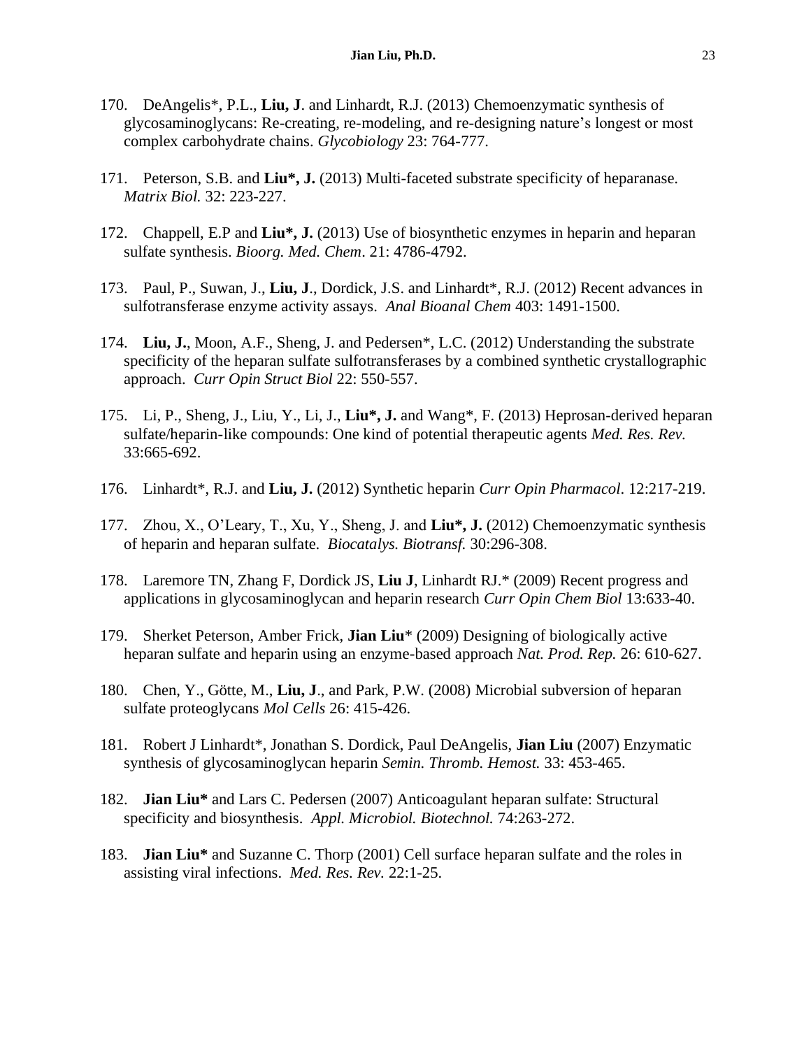170. DeAngelis*, P.L., **Liu, J**. and Linhardt, R.J. (2013) Chemoenzymatic synthesis of glycosaminoglycans: Re-creating, re-modeling, and re-designing nature's longest or most complex carbohydrate chains. *Glycobiology* 23: 764-777.

171. Peterson, S.B. and **Liu*, J.** (2013) Multi-faceted substrate specificity of heparanase. *Matrix Biol.* 32: 223-227.

172. Chappell, E.P and **Liu*, J.** (2013) Use of biosynthetic enzymes in heparin and heparan sulfate synthesis. *Bioorg. Med. Chem*. 21: 4786-4792.

173. Paul, P., Suwan, J., **Liu, J**., Dordick, J.S. and Linhardt*, R.J. (2012) Recent advances in sulfotransferase enzyme activity assays. *Anal Bioanal Chem* 403: 1491-1500.

174. **Liu, J.**, Moon, A.F., Sheng, J. and Pedersen*, L.C. (2012) Understanding the substrate specificity of the heparan sulfate sulfotransferases by a combined synthetic crystallographic approach. *Curr Opin Struct Biol* 22: 550-557.

175. Li, P., Sheng, J., Liu, Y., Li, J., **Liu*, J.** and Wang*, F. (2013) Heprosan-derived heparan sulfate/heparin-like compounds: One kind of potential therapeutic agents *Med. Res. Rev.* 33:665-692.

176. Linhardt*, R.J. and **Liu, J.** (2012) Synthetic heparin *Curr Opin Pharmacol*. 12:217-219.

177. Zhou, X., O'Leary, T., Xu, Y., Sheng, J. and **Liu*, J.** (2012) Chemoenzymatic synthesis of heparin and heparan sulfate. *Biocatalys. Biotransf.* 30:296-308.

178. Laremore TN, Zhang F, Dordick JS, **Liu J**, Linhardt RJ.* (2009) Recent progress and applications in glycosaminoglycan and heparin research *Curr Opin Chem Biol* 13:633-40.

179. Sherket Peterson, Amber Frick, **Jian Liu*** (2009) Designing of biologically active heparan sulfate and heparin using an enzyme-based approach *Nat. Prod. Rep.* 26: 610-627.

180. Chen, Y., Götte, M., **Liu, J**., and Park, P.W. (2008) Microbial subversion of heparan sulfate proteoglycans *Mol Cells* 26: 415-426.

181. Robert J Linhardt*, Jonathan S. Dordick, Paul DeAngelis, **Jian Liu** (2007) Enzymatic synthesis of glycosaminoglycan heparin *Semin. Thromb. Hemost.* 33: 453-465.

182. **Jian Liu*** and Lars C. Pedersen (2007) Anticoagulant heparan sulfate: Structural specificity and biosynthesis. *Appl. Microbiol. Biotechnol.* 74:263-272.

183. **Jian Liu*** and Suzanne C. Thorp (2001) Cell surface heparan sulfate and the roles in assisting viral infections. *Med. Res. Rev.* 22:1-25.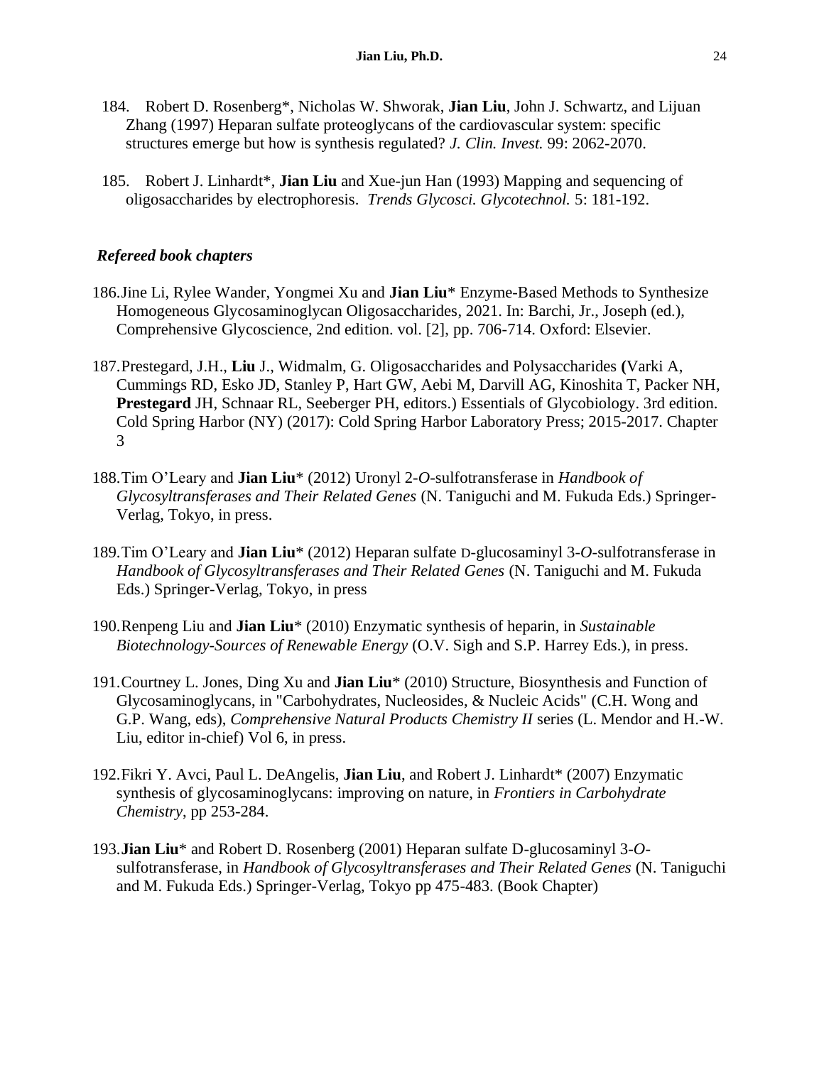184. Robert D. Rosenberg*, Nicholas W. Shworak, **Jian Liu**, John J. Schwartz, and Lijuan Zhang (1997) Heparan sulfate proteoglycans of the cardiovascular system: specific structures emerge but how is synthesis regulated? *J. Clin. Invest.* 99: 2062-2070.

185. Robert J. Linhardt*, **Jian Liu** and Xue-jun Han (1993) Mapping and sequencing of oligosaccharides by electrophoresis. *Trends Glycosci. Glycotechnol.* 5: 181-192.

### *Refereed book chapters*

186. Jine Li, Rylee Wander, Yongmei Xu and **Jian Liu*** Enzyme-Based Methods to Synthesize Homogeneous Glycosaminoglycan Oligosaccharides, 2021. In: Barchi, Jr., Joseph (ed.), Comprehensive Glycoscience, 2nd edition. vol. [2], pp. 706-714. Oxford: Elsevier.

187. Prestegard, J.H., **Liu** J., Widmalm, G. Oligosaccharides and Polysaccharides **(**Varki A, Cummings RD, Esko JD, Stanley P, Hart GW, Aebi M, Darvill AG, Kinoshita T, Packer NH, **Prestegard** JH, Schnaar RL, Seeberger PH, editors.) Essentials of Glycobiology. 3rd edition. Cold Spring Harbor (NY) (2017): Cold Spring Harbor Laboratory Press; 2015-2017. Chapter 3

188. Tim O'Leary and **Jian Liu*** (2012) Uronyl 2-*O*-sulfotransferase in *Handbook of Glycosyltransferases and Their Related Genes* (N. Taniguchi and M. Fukuda Eds.) Springer-Verlag, Tokyo, in press.

189. Tim O'Leary and **Jian Liu*** (2012) Heparan sulfate D-glucosaminyl 3-*O*-sulfotransferase in *Handbook of Glycosyltransferases and Their Related Genes* (N. Taniguchi and M. Fukuda Eds.) Springer-Verlag, Tokyo, in press

190. Renpeng Liu and **Jian Liu*** (2010) Enzymatic synthesis of heparin, in *Sustainable Biotechnology-Sources of Renewable Energy* (O.V. Sigh and S.P. Harrey Eds.), in press.

191. Courtney L. Jones, Ding Xu and **Jian Liu*** (2010) Structure, Biosynthesis and Function of Glycosaminoglycans, in "Carbohydrates, Nucleosides, & Nucleic Acids" (C.H. Wong and G.P. Wang, eds), *Comprehensive Natural Products Chemistry II* series (L. Mendor and H.-W. Liu, editor in-chief) Vol 6, in press.

192. Fikri Y. Avci, Paul L. DeAngelis, **Jian Liu**, and Robert J. Linhardt* (2007) Enzymatic synthesis of glycosaminoglycans: improving on nature, in *Frontiers in Carbohydrate Chemistry*, pp 253-284.

193. **Jian Liu*** and Robert D. Rosenberg (2001) Heparan sulfate D-glucosaminyl 3-*O*-sulfotransferase, in *Handbook of Glycosyltransferases and Their Related Genes* (N. Taniguchi and M. Fukuda Eds.) Springer-Verlag, Tokyo pp 475-483. (Book Chapter)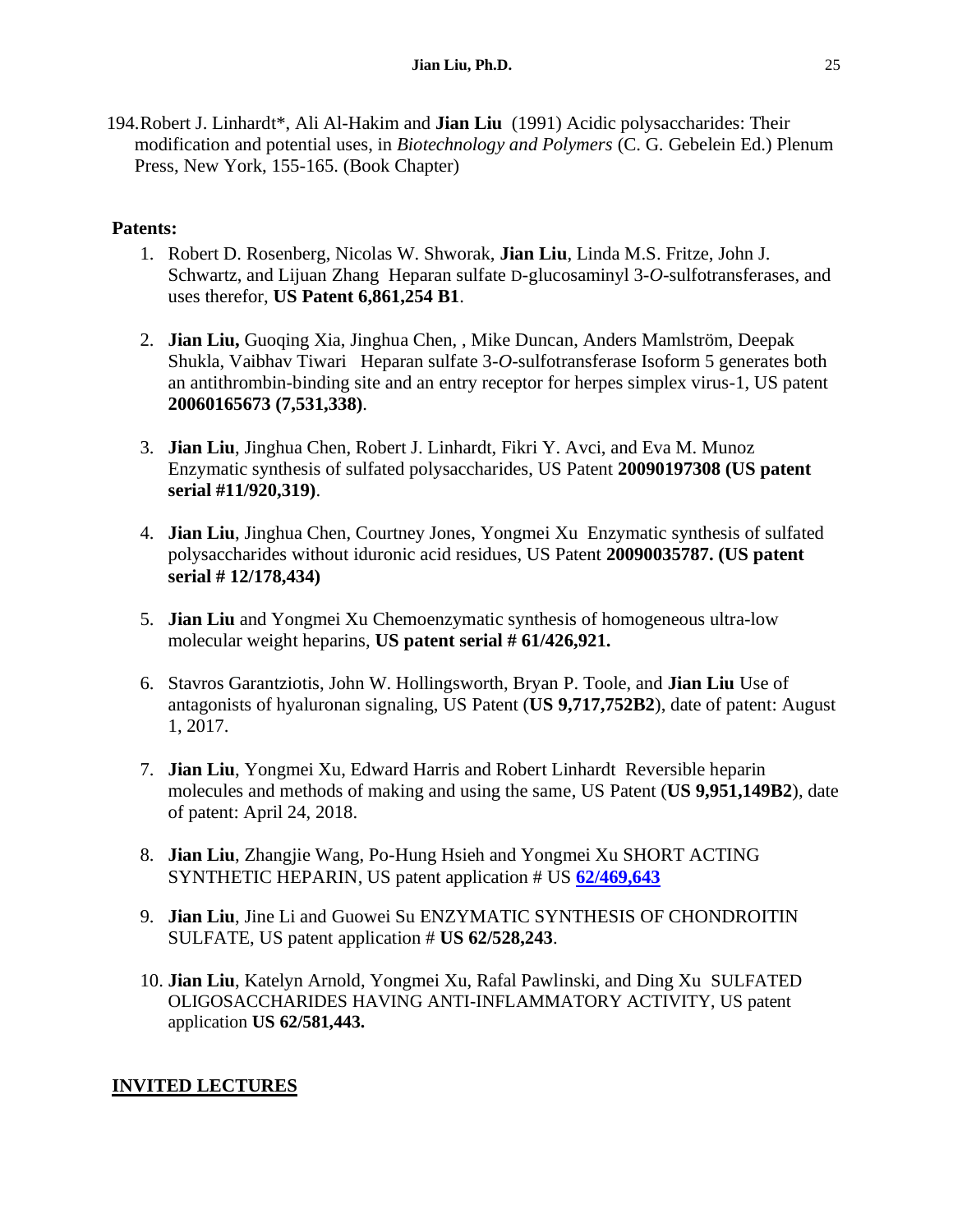194. Robert J. Linhardt*, Ali Al-Hakim and **Jian Liu** (1991) Acidic polysaccharides: Their modification and potential uses, in *Biotechnology and Polymers* (C. G. Gebelein Ed.) Plenum Press, New York, 155-165. (Book Chapter)

**Patents:**

1. Robert D. Rosenberg, Nicolas W. Shworak, **Jian Liu**, Linda M.S. Fritze, John J. Schwartz, and Lijuan Zhang Heparan sulfate D-glucosaminyl 3-*O*-sulfotransferases, and uses therefor, **US Patent 6,861,254 B1**.

2. **Jian Liu,** Guoqing Xia, Jinghua Chen, , Mike Duncan, Anders Mamlström, Deepak Shukla, Vaibhav Tiwari Heparan sulfate 3-*O*-sulfotransferase Isoform 5 generates both an antithrombin-binding site and an entry receptor for herpes simplex virus-1, US patent **20060165673 (7,531,338)**.

3. **Jian Liu**, Jinghua Chen, Robert J. Linhardt, Fikri Y. Avci, and Eva M. Munoz Enzymatic synthesis of sulfated polysaccharides, US Patent **20090197308 (US patent serial #11/920,319)**.

4. **Jian Liu**, Jinghua Chen, Courtney Jones, Yongmei Xu Enzymatic synthesis of sulfated polysaccharides without iduronic acid residues, US Patent **20090035787. (US patent serial # 12/178,434)**

5. **Jian Liu** and Yongmei Xu Chemoenzymatic synthesis of homogeneous ultra-low molecular weight heparins, **US patent serial # 61/426,921.**

6. Stavros Garantziotis, John W. Hollingsworth, Bryan P. Toole, and **Jian Liu** Use of antagonists of hyaluronan signaling, US Patent (**US 9,717,752B2**), date of patent: August 1, 2017.

7. **Jian Liu**, Yongmei Xu, Edward Harris and Robert Linhardt Reversible heparin molecules and methods of making and using the same, US Patent (**US 9,951,149B2**), date of patent: April 24, 2018.

8. **Jian Liu**, Zhangjie Wang, Po-Hung Hsieh and Yongmei Xu SHORT ACTING SYNTHETIC HEPARIN, US patent application # US **62/469,643**

9. **Jian Liu**, Jine Li and Guowei Su ENZYMATIC SYNTHESIS OF CHONDROITIN SULFATE, US patent application # **US 62/528,243**.

10. **Jian Liu**, Katelyn Arnold, Yongmei Xu, Rafal Pawlinski, and Ding Xu SULFATED OLIGOSACCHARIDES HAVING ANTI-INFLAMMATORY ACTIVITY, US patent application **US 62/581,443.**

## INVITED LECTURES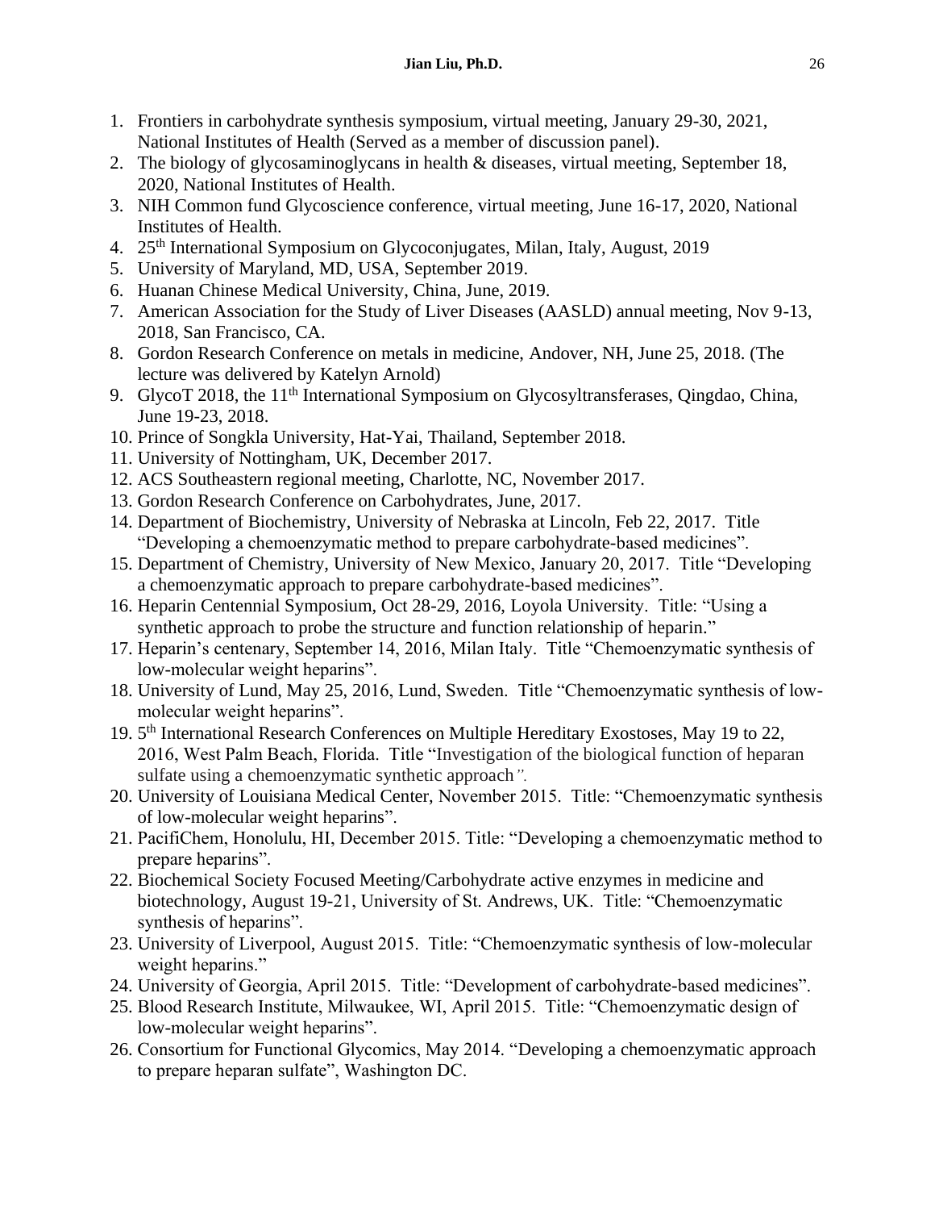1. Frontiers in carbohydrate synthesis symposium, virtual meeting, January 29-30, 2021, National Institutes of Health (Served as a member of discussion panel).
2. The biology of glycosaminoglycans in health & diseases, virtual meeting, September 18, 2020, National Institutes of Health.
3. NIH Common fund Glycoscience conference, virtual meeting, June 16-17, 2020, National Institutes of Health.
4. 25th International Symposium on Glycoconjugates, Milan, Italy, August, 2019
5. University of Maryland, MD, USA, September 2019.
6. Huanan Chinese Medical University, China, June, 2019.
7. American Association for the Study of Liver Diseases (AASLD) annual meeting, Nov 9-13, 2018, San Francisco, CA.
8. Gordon Research Conference on metals in medicine, Andover, NH, June 25, 2018. (The lecture was delivered by Katelyn Arnold)
9. GlycoT 2018, the 11th International Symposium on Glycosyltransferases, Qingdao, China, June 19-23, 2018.
10. Prince of Songkla University, Hat-Yai, Thailand, September 2018.
11. University of Nottingham, UK, December 2017.
12. ACS Southeastern regional meeting, Charlotte, NC, November 2017.
13. Gordon Research Conference on Carbohydrates, June, 2017.
14. Department of Biochemistry, University of Nebraska at Lincoln, Feb 22, 2017. Title "Developing a chemoenzymatic method to prepare carbohydrate-based medicines".
15. Department of Chemistry, University of New Mexico, January 20, 2017. Title "Developing a chemoenzymatic approach to prepare carbohydrate-based medicines".
16. Heparin Centennial Symposium, Oct 28-29, 2016, Loyola University. Title: "Using a synthetic approach to probe the structure and function relationship of heparin."
17. Heparin's centenary, September 14, 2016, Milan Italy. Title "Chemoenzymatic synthesis of low-molecular weight heparins".
18. University of Lund, May 25, 2016, Lund, Sweden. Title "Chemoenzymatic synthesis of low-molecular weight heparins".
19. 5th International Research Conferences on Multiple Hereditary Exostoses, May 19 to 22, 2016, West Palm Beach, Florida. Title "Investigation of the biological function of heparan sulfate using a chemoenzymatic synthetic approach".
20. University of Louisiana Medical Center, November 2015. Title: "Chemoenzymatic synthesis of low-molecular weight heparins".
21. PacifiChem, Honolulu, HI, December 2015. Title: "Developing a chemoenzymatic method to prepare heparins".
22. Biochemical Society Focused Meeting/Carbohydrate active enzymes in medicine and biotechnology, August 19-21, University of St. Andrews, UK. Title: "Chemoenzymatic synthesis of heparins".
23. University of Liverpool, August 2015. Title: "Chemoenzymatic synthesis of low-molecular weight heparins."
24. University of Georgia, April 2015. Title: "Development of carbohydrate-based medicines".
25. Blood Research Institute, Milwaukee, WI, April 2015. Title: "Chemoenzymatic design of low-molecular weight heparins".
26. Consortium for Functional Glycomics, May 2014. "Developing a chemoenzymatic approach to prepare heparan sulfate", Washington DC.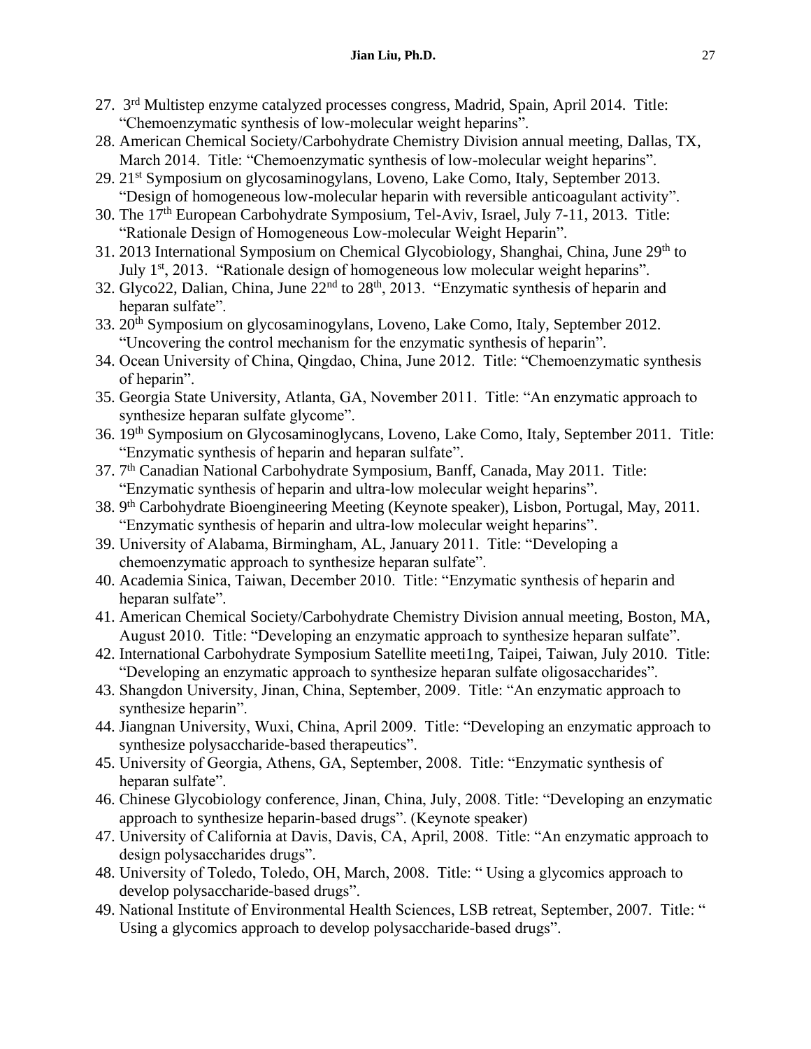27. 3rd Multistep enzyme catalyzed processes congress, Madrid, Spain, April 2014. Title: "Chemoenzymatic synthesis of low-molecular weight heparins".
28. American Chemical Society/Carbohydrate Chemistry Division annual meeting, Dallas, TX, March 2014. Title: "Chemoenzymatic synthesis of low-molecular weight heparins".
29. 21st Symposium on glycosaminogylans, Loveno, Lake Como, Italy, September 2013. "Design of homogeneous low-molecular heparin with reversible anticoagulant activity".
30. The 17th European Carbohydrate Symposium, Tel-Aviv, Israel, July 7-11, 2013. Title: "Rationale Design of Homogeneous Low-molecular Weight Heparin".
31. 2013 International Symposium on Chemical Glycobiology, Shanghai, China, June 29th to July 1st, 2013. "Rationale design of homogeneous low molecular weight heparins".
32. Glyco22, Dalian, China, June 22nd to 28th, 2013. "Enzymatic synthesis of heparin and heparan sulfate".
33. 20th Symposium on glycosaminogylans, Loveno, Lake Como, Italy, September 2012. "Uncovering the control mechanism for the enzymatic synthesis of heparin".
34. Ocean University of China, Qingdao, China, June 2012. Title: "Chemoenzymatic synthesis of heparin".
35. Georgia State University, Atlanta, GA, November 2011. Title: "An enzymatic approach to synthesize heparan sulfate glycome".
36. 19th Symposium on Glycosaminoglycans, Loveno, Lake Como, Italy, September 2011. Title: "Enzymatic synthesis of heparin and heparan sulfate".
37. 7th Canadian National Carbohydrate Symposium, Banff, Canada, May 2011. Title: "Enzymatic synthesis of heparin and ultra-low molecular weight heparins".
38. 9th Carbohydrate Bioengineering Meeting (Keynote speaker), Lisbon, Portugal, May, 2011. "Enzymatic synthesis of heparin and ultra-low molecular weight heparins".
39. University of Alabama, Birmingham, AL, January 2011. Title: "Developing a chemoenzymatic approach to synthesize heparan sulfate".
40. Academia Sinica, Taiwan, December 2010. Title: "Enzymatic synthesis of heparin and heparan sulfate".
41. American Chemical Society/Carbohydrate Chemistry Division annual meeting, Boston, MA, August 2010. Title: "Developing an enzymatic approach to synthesize heparan sulfate".
42. International Carbohydrate Symposium Satellite meeti1ng, Taipei, Taiwan, July 2010. Title: "Developing an enzymatic approach to synthesize heparan sulfate oligosaccharides".
43. Shangdon University, Jinan, China, September, 2009. Title: "An enzymatic approach to synthesize heparin".
44. Jiangnan University, Wuxi, China, April 2009. Title: "Developing an enzymatic approach to synthesize polysaccharide-based therapeutics".
45. University of Georgia, Athens, GA, September, 2008. Title: "Enzymatic synthesis of heparan sulfate".
46. Chinese Glycobiology conference, Jinan, China, July, 2008. Title: "Developing an enzymatic approach to synthesize heparin-based drugs". (Keynote speaker)
47. University of California at Davis, Davis, CA, April, 2008. Title: "An enzymatic approach to design polysaccharides drugs".
48. University of Toledo, Toledo, OH, March, 2008. Title: " Using a glycomics approach to develop polysaccharide-based drugs".
49. National Institute of Environmental Health Sciences, LSB retreat, September, 2007. Title: " Using a glycomics approach to develop polysaccharide-based drugs".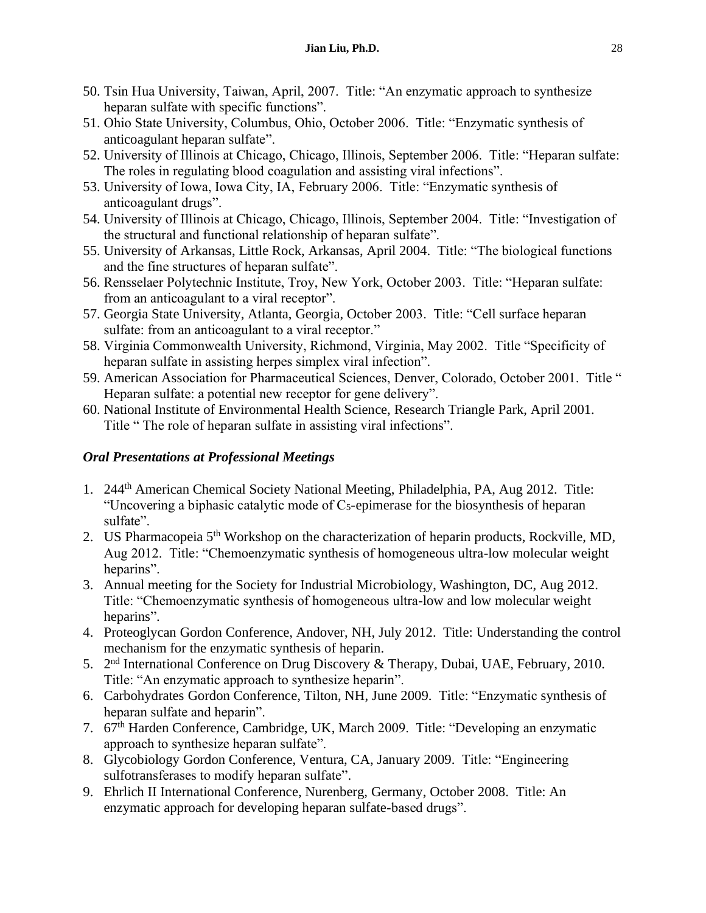50. Tsin Hua University, Taiwan, April, 2007. Title: "An enzymatic approach to synthesize heparan sulfate with specific functions".
51. Ohio State University, Columbus, Ohio, October 2006. Title: "Enzymatic synthesis of anticoagulant heparan sulfate".
52. University of Illinois at Chicago, Chicago, Illinois, September 2006. Title: "Heparan sulfate: The roles in regulating blood coagulation and assisting viral infections".
53. University of Iowa, Iowa City, IA, February 2006. Title: "Enzymatic synthesis of anticoagulant drugs".
54. University of Illinois at Chicago, Chicago, Illinois, September 2004. Title: "Investigation of the structural and functional relationship of heparan sulfate".
55. University of Arkansas, Little Rock, Arkansas, April 2004. Title: "The biological functions and the fine structures of heparan sulfate".
56. Rensselaer Polytechnic Institute, Troy, New York, October 2003. Title: "Heparan sulfate: from an anticoagulant to a viral receptor".
57. Georgia State University, Atlanta, Georgia, October 2003. Title: "Cell surface heparan sulfate: from an anticoagulant to a viral receptor."
58. Virginia Commonwealth University, Richmond, Virginia, May 2002. Title "Specificity of heparan sulfate in assisting herpes simplex viral infection".
59. American Association for Pharmaceutical Sciences, Denver, Colorado, October 2001. Title " Heparan sulfate: a potential new receptor for gene delivery".
60. National Institute of Environmental Health Science, Research Triangle Park, April 2001. Title " The role of heparan sulfate in assisting viral infections".

### *Oral Presentations at Professional Meetings*

1. 244th American Chemical Society National Meeting, Philadelphia, PA, Aug 2012. Title: "Uncovering a biphasic catalytic mode of $C_5$-epimerase for the biosynthesis of heparan sulfate".
2. US Pharmacopeia 5th Workshop on the characterization of heparin products, Rockville, MD, Aug 2012. Title: "Chemoenzymatic synthesis of homogeneous ultra-low molecular weight heparins".
3. Annual meeting for the Society for Industrial Microbiology, Washington, DC, Aug 2012. Title: "Chemoenzymatic synthesis of homogeneous ultra-low and low molecular weight heparins".
4. Proteoglycan Gordon Conference, Andover, NH, July 2012. Title: Understanding the control mechanism for the enzymatic synthesis of heparin.
5. 2nd International Conference on Drug Discovery & Therapy, Dubai, UAE, February, 2010. Title: "An enzymatic approach to synthesize heparin".
6. Carbohydrates Gordon Conference, Tilton, NH, June 2009. Title: "Enzymatic synthesis of heparan sulfate and heparin".
7. 67th Harden Conference, Cambridge, UK, March 2009. Title: "Developing an enzymatic approach to synthesize heparan sulfate".
8. Glycobiology Gordon Conference, Ventura, CA, January 2009. Title: "Engineering sulfotransferases to modify heparan sulfate".
9. Ehrlich II International Conference, Nurenberg, Germany, October 2008. Title: An enzymatic approach for developing heparan sulfate-based drugs".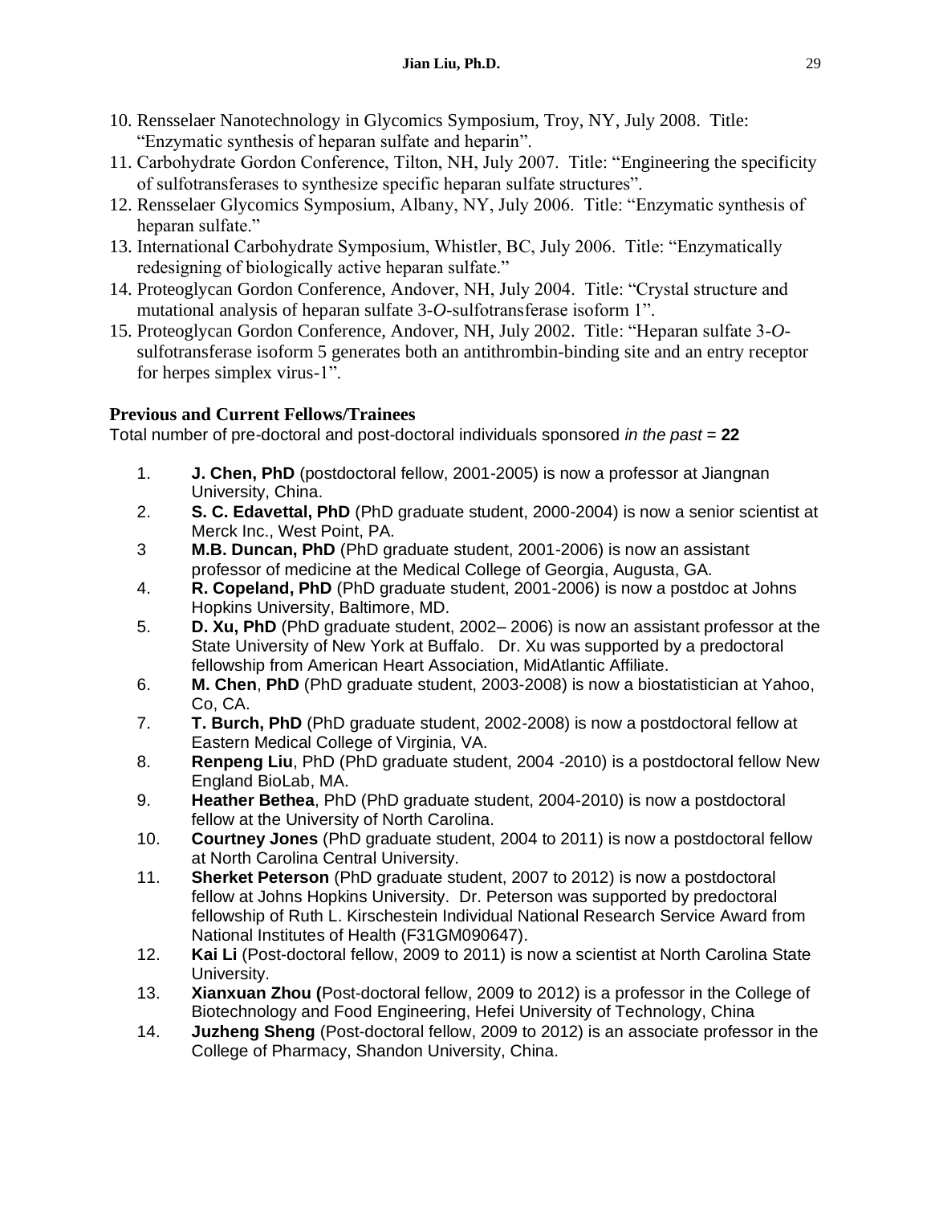10. Rensselaer Nanotechnology in Glycomics Symposium, Troy, NY, July 2008. Title: "Enzymatic synthesis of heparan sulfate and heparin".
11. Carbohydrate Gordon Conference, Tilton, NH, July 2007. Title: "Engineering the specificity of sulfotransferases to synthesize specific heparan sulfate structures".
12. Rensselaer Glycomics Symposium, Albany, NY, July 2006. Title: "Enzymatic synthesis of heparan sulfate."
13. International Carbohydrate Symposium, Whistler, BC, July 2006. Title: "Enzymatically redesigning of biologically active heparan sulfate."
14. Proteoglycan Gordon Conference, Andover, NH, July 2004. Title: "Crystal structure and mutational analysis of heparan sulfate 3-*O*-sulfotransferase isoform 1".
15. Proteoglycan Gordon Conference, Andover, NH, July 2002. Title: "Heparan sulfate 3-*O*-sulfotransferase isoform 5 generates both an antithrombin-binding site and an entry receptor for herpes simplex virus-1".

### Previous and Current Fellows/Trainees

Total number of pre-doctoral and post-doctoral individuals sponsored *in the past* = **22**

1. **J. Chen, PhD** (postdoctoral fellow, 2001-2005) is now a professor at Jiangnan University, China.
2. **S. C. Edavettal, PhD** (PhD graduate student, 2000-2004) is now a senior scientist at Merck Inc., West Point, PA.
3. **M.B. Duncan, PhD** (PhD graduate student, 2001-2006) is now an assistant professor of medicine at the Medical College of Georgia, Augusta, GA.
4. **R. Copeland, PhD** (PhD graduate student, 2001-2006) is now a postdoc at Johns Hopkins University, Baltimore, MD.
5. **D. Xu, PhD** (PhD graduate student, 2002– 2006) is now an assistant professor at the State University of New York at Buffalo. Dr. Xu was supported by a predoctoral fellowship from American Heart Association, MidAtlantic Affiliate.
6. **M. Chen**, **PhD** (PhD graduate student, 2003-2008) is now a biostatistician at Yahoo, Co, CA.
7. **T. Burch, PhD** (PhD graduate student, 2002-2008) is now a postdoctoral fellow at Eastern Medical College of Virginia, VA.
8. **Renpeng Liu**, PhD (PhD graduate student, 2004 -2010) is a postdoctoral fellow New England BioLab, MA.
9. **Heather Bethea**, PhD (PhD graduate student, 2004-2010) is now a postdoctoral fellow at the University of North Carolina.
10. **Courtney Jones** (PhD graduate student, 2004 to 2011) is now a postdoctoral fellow at North Carolina Central University.
11. **Sherket Peterson** (PhD graduate student, 2007 to 2012) is now a postdoctoral fellow at Johns Hopkins University. Dr. Peterson was supported by predoctoral fellowship of Ruth L. Kirschestein Individual National Research Service Award from National Institutes of Health (F31GM090647).
12. **Kai Li** (Post-doctoral fellow, 2009 to 2011) is now a scientist at North Carolina State University.
13. **Xianxuan Zhou (**Post-doctoral fellow, 2009 to 2012) is a professor in the College of Biotechnology and Food Engineering, Hefei University of Technology, China
14. **Juzheng Sheng** (Post-doctoral fellow, 2009 to 2012) is an associate professor in the College of Pharmacy, Shandon University, China.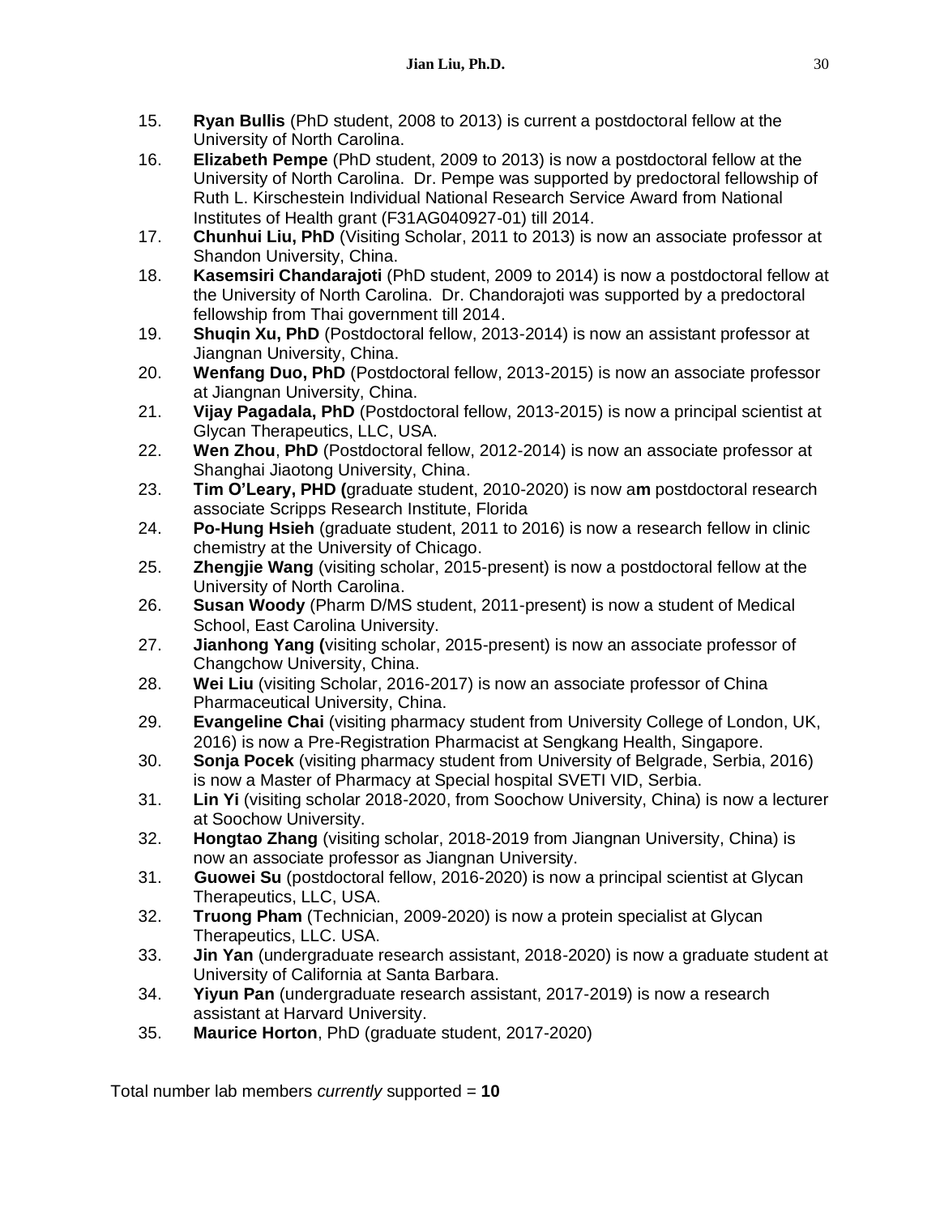15. **Ryan Bullis** (PhD student, 2008 to 2013) is current a postdoctoral fellow at the University of North Carolina.
16. **Elizabeth Pempe** (PhD student, 2009 to 2013) is now a postdoctoral fellow at the University of North Carolina. Dr. Pempe was supported by predoctoral fellowship of Ruth L. Kirschestein Individual National Research Service Award from National Institutes of Health grant (F31AG040927-01) till 2014.
17. **Chunhui Liu, PhD** (Visiting Scholar, 2011 to 2013) is now an associate professor at Shandon University, China.
18. **Kasemsiri Chandarajoti** (PhD student, 2009 to 2014) is now a postdoctoral fellow at the University of North Carolina. Dr. Chandorajoti was supported by a predoctoral fellowship from Thai government till 2014.
19. **Shuqin Xu, PhD** (Postdoctoral fellow, 2013-2014) is now an assistant professor at Jiangnan University, China.
20. **Wenfang Duo, PhD** (Postdoctoral fellow, 2013-2015) is now an associate professor at Jiangnan University, China.
21. **Vijay Pagadala, PhD** (Postdoctoral fellow, 2013-2015) is now a principal scientist at Glycan Therapeutics, LLC, USA.
22. **Wen Zhou**, **PhD** (Postdoctoral fellow, 2012-2014) is now an associate professor at Shanghai Jiaotong University, China.
23. **Tim O'Leary, PHD (**graduate student, 2010-2020) is now a**m** postdoctoral research associate Scripps Research Institute, Florida
24. **Po-Hung Hsieh** (graduate student, 2011 to 2016) is now a research fellow in clinic chemistry at the University of Chicago.
25. **Zhengjie Wang** (visiting scholar, 2015-present) is now a postdoctoral fellow at the University of North Carolina.
26. **Susan Woody** (Pharm D/MS student, 2011-present) is now a student of Medical School, East Carolina University.
27. **Jianhong Yang (**visiting scholar, 2015-present) is now an associate professor of Changchow University, China.
28. **Wei Liu** (visiting Scholar, 2016-2017) is now an associate professor of China Pharmaceutical University, China.
29. **Evangeline Chai** (visiting pharmacy student from University College of London, UK, 2016) is now a Pre-Registration Pharmacist at Sengkang Health, Singapore.
30. **Sonja Pocek** (visiting pharmacy student from University of Belgrade, Serbia, 2016) is now a Master of Pharmacy at Special hospital SVETI VID, Serbia.
31. **Lin Yi** (visiting scholar 2018-2020, from Soochow University, China) is now a lecturer at Soochow University.
32. **Hongtao Zhang** (visiting scholar, 2018-2019 from Jiangnan University, China) is now an associate professor as Jiangnan University.

31. **Guowei Su** (postdoctoral fellow, 2016-2020) is now a principal scientist at Glycan Therapeutics, LLC, USA.
32. **Truong Pham** (Technician, 2009-2020) is now a protein specialist at Glycan Therapeutics, LLC. USA.
33. **Jin Yan** (undergraduate research assistant, 2018-2020) is now a graduate student at University of California at Santa Barbara.
34. **Yiyun Pan** (undergraduate research assistant, 2017-2019) is now a research assistant at Harvard University.
35. **Maurice Horton**, PhD (graduate student, 2017-2020)

Total number lab members *currently* supported = **10**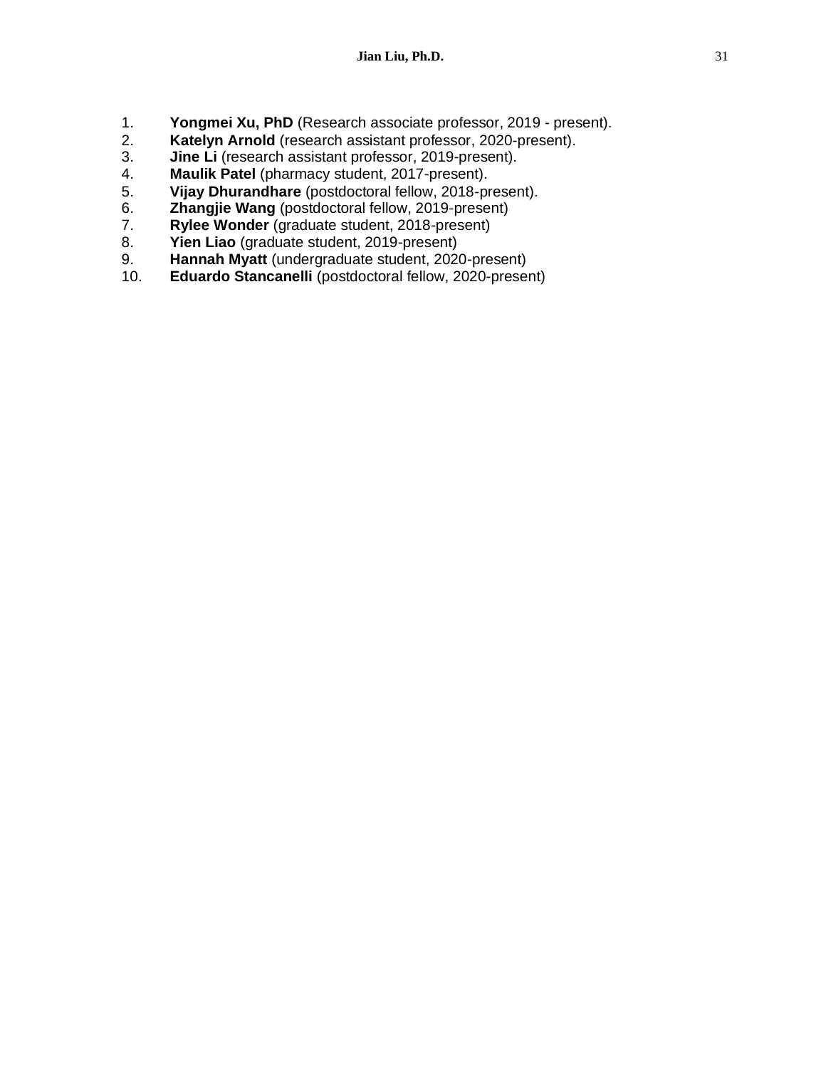1. **Yongmei Xu, PhD** (Research associate professor, 2019 - present).
2. **Katelyn Arnold** (research assistant professor, 2020-present).
3. **Jine Li** (research assistant professor, 2019-present).
4. **Maulik Patel** (pharmacy student, 2017-present).
5. **Vijay Dhurandhare** (postdoctoral fellow, 2018-present).
6. **Zhangjie Wang** (postdoctoral fellow, 2019-present)
7. **Rylee Wonder** (graduate student, 2018-present)
8. **Yien Liao** (graduate student, 2019-present)
9. **Hannah Myatt** (undergraduate student, 2020-present)
10. **Eduardo Stancanelli** (postdoctoral fellow, 2020-present)